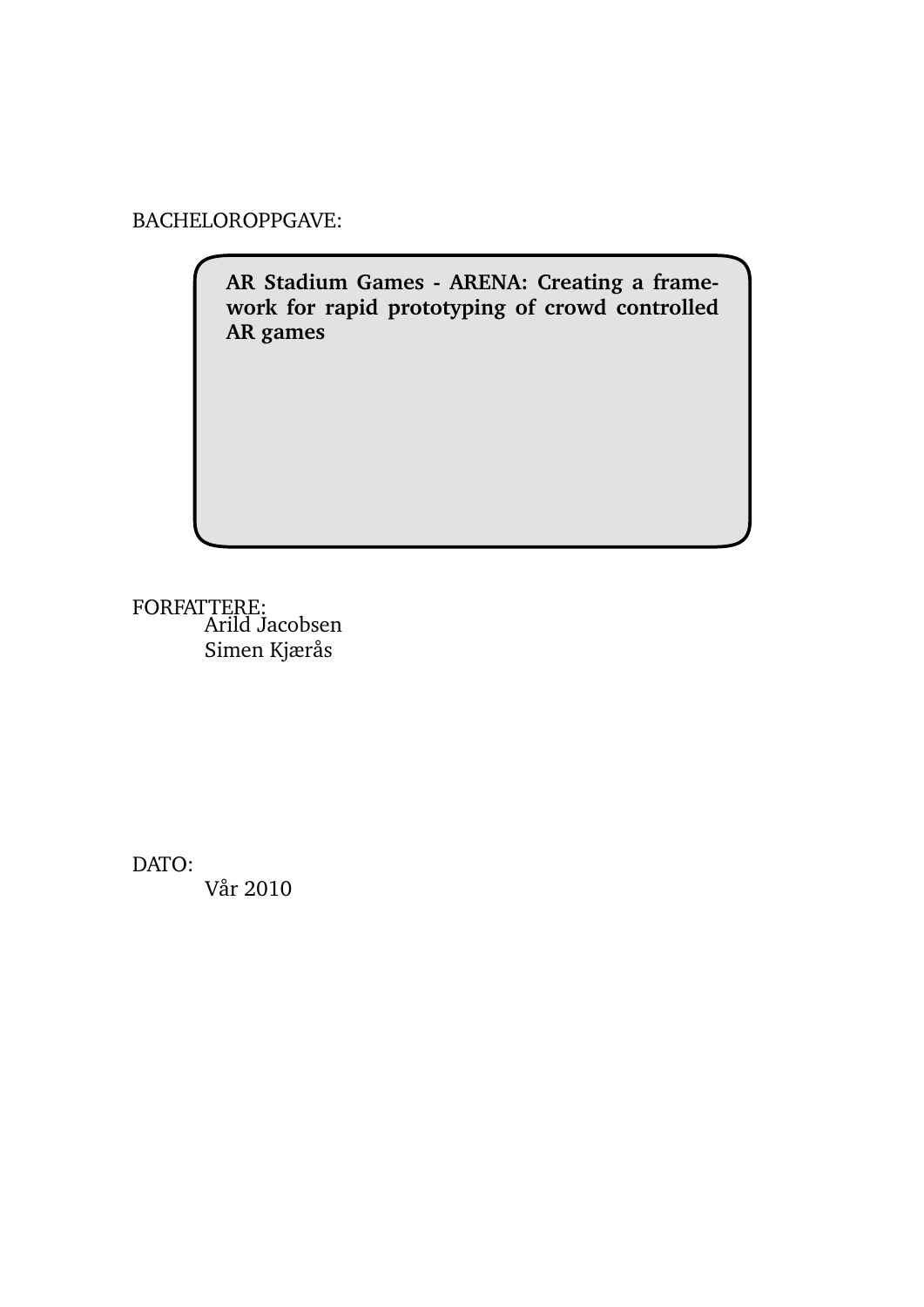BACHELOROPPGAVE:

**AR Stadium Games - ARENA: Creating a framework for rapid prototyping of crowd controlled AR games**

FORFATTERE:

Arild Jacobsen
Simen Kjærås

DATO:

Vår 2010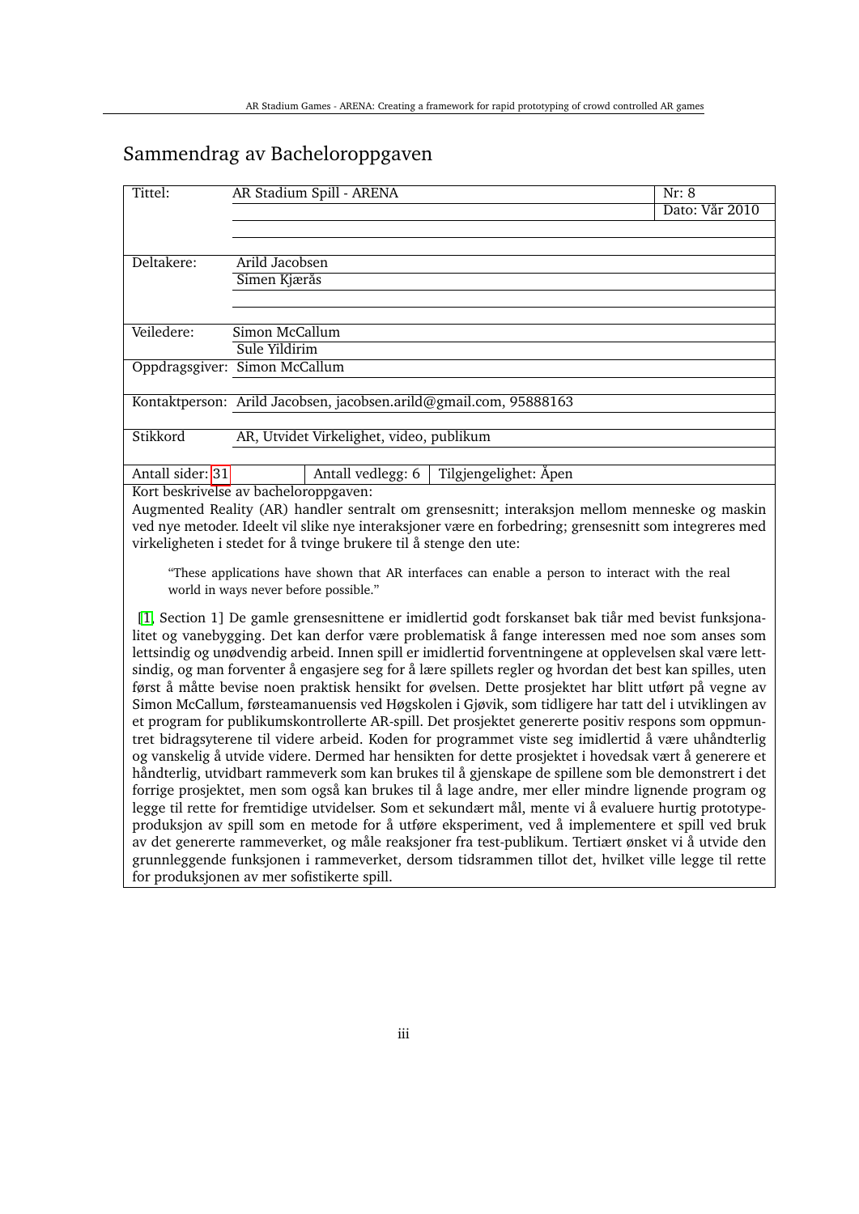# Sammendrag av Bacheloroppgaven

| Tittel: | AR Stadium Spill - ARENA | Nr: 8 |
|---|---|---|
| | | Dato: Vår 2010 |
| Deltakere: | Arild Jacobsen | |
| | Simen Kjærås | |
| Veiledere: | Simon McCallum | |
| | Sule Yildirim | |
| Oppdragsgiver: | Simon McCallum | |
| Kontaktperson: | Arild Jacobsen, jacobsen.arild@gmail.com, 95888163 | |
| Stikkord | AR, Utvidet Virkelighet, video, publikum | |
| Antall sider: 31 | Antall vedlegg: 6 | Tilgjengelighet: Åpen |

Kort beskrivelse av bacheloroppgaven:

Augmented Reality (AR) handler sentralt om grensesnitt; interaksjon mellom menneske og maskin ved nye metoder. Ideelt vil slike nye interaksjoner være en forbedring; grensesnitt som integreres med virkeligheten i stedet for å tvinge brukere til å stenge den ute:

> "These applications have shown that AR interfaces can enable a person to interact with the real world in ways never before possible."

[1, Section 1] De gamle grensesnittene er imidlertid godt forskanset bak tiår med bevist funksjonalitet og vanebygging. Det kan derfor være problematisk å fange interessen med noe som anses som lettsindig og unødvendig arbeid. Innen spill er imidlertid forventningene at opplevelsen skal være lettsindig, og man forventer å engasjere seg for å lære spillets regler og hvordan det best kan spilles, uten først å måtte bevise noen praktisk hensikt for øvelsen. Dette prosjektet har blitt utført på vegne av Simon McCallum, førsteamanuensis ved Høgskolen i Gjøvik, som tidligere har tatt del i utviklingen av et program for publikumskontrollerte AR-spill. Det prosjektet genererte positiv respons som oppmuntret bidragsyterene til videre arbeid. Koden for programmet viste seg imidlertid å være uhåndterlig og vanskelig å utvide videre. Dermed har hensikten for dette prosjektet i hovedsak vært å generere et håndterlig, utvidbart rammeverk som kan brukes til å gjenskape de spillene som ble demonstrert i det forrige prosjektet, men som også kan brukes til å lage andre, mer eller mindre lignende program og legge til rette for fremtidige utvidelser. Som et sekundært mål, mente vi å evaluere hurtig prototypeproduksjon av spill som en metode for å utføre eksperiment, ved å implementere et spill ved bruk av det genererte rammeverket, og måle reaksjoner fra test-publikum. Tertiært ønsket vi å utvide den grunnleggende funksjonen i rammeverket, dersom tidsrammen tillot det, hvilket ville legge til rette for produksjonen av mer sofistikerte spill.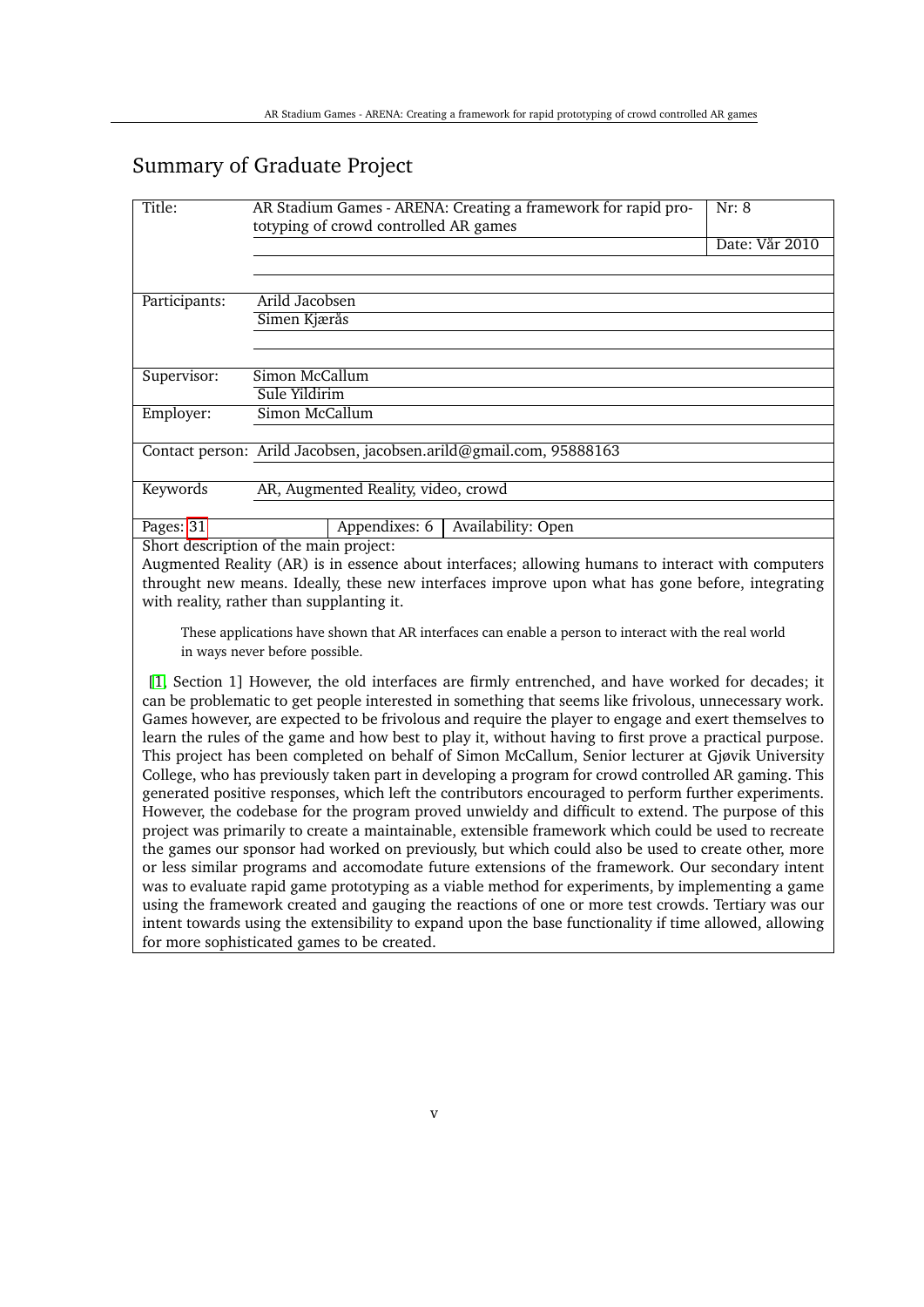## Summary of Graduate Project

| | | |
|---|---|---|
| Title: | AR Stadium Games - ARENA: Creating a framework for rapid prototyping of crowd controlled AR games | Nr: 8 |
| | | Date: Vår 2010 |
| Participants: | Arild Jacobsen | |
| | Simen Kjærås | |
| Supervisor: | Simon McCallum | |
| | Sule Yildirim | |
| Employer: | Simon McCallum | |
| Contact person: | Arild Jacobsen, jacobsen.arild@gmail.com, 95888163 | |
| Keywords | AR, Augmented Reality, video, crowd | |
| Pages: 31 | Appendixes: 6 | Availability: Open |

Short description of the main project:

Augmented Reality (AR) is in essence about interfaces; allowing humans to interact with computers throught new means. Ideally, these new interfaces improve upon what has gone before, integrating with reality, rather than supplanting it.

> These applications have shown that AR interfaces can enable a person to interact with the real world in ways never before possible.

[1, Section 1] However, the old interfaces are firmly entrenched, and have worked for decades; it can be problematic to get people interested in something that seems like frivolous, unnecessary work. Games however, are expected to be frivolous and require the player to engage and exert themselves to learn the rules of the game and how best to play it, without having to first prove a practical purpose. This project has been completed on behalf of Simon McCallum, Senior lecturer at Gjøvik University College, who has previously taken part in developing a program for crowd controlled AR gaming. This generated positive responses, which left the contributors encouraged to perform further experiments. However, the codebase for the program proved unwieldy and difficult to extend. The purpose of this project was primarily to create a maintainable, extensible framework which could be used to recreate the games our sponsor had worked on previously, but which could also be used to create other, more or less similar programs and accomodate future extensions of the framework. Our secondary intent was to evaluate rapid game prototyping as a viable method for experiments, by implementing a game using the framework created and gauging the reactions of one or more test crowds. Tertiary was our intent towards using the extensibility to expand upon the base functionality if time allowed, allowing for more sophisticated games to be created.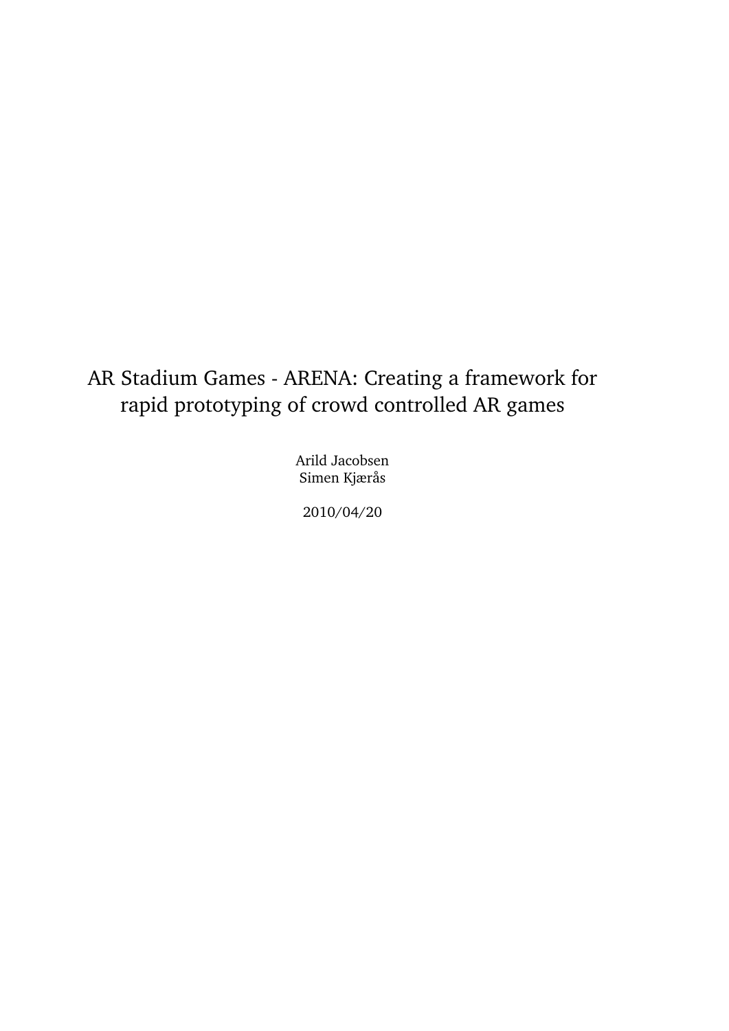# AR Stadium Games - ARENA: Creating a framework for rapid prototyping of crowd controlled AR games

Arild Jacobsen
Simen Kjærås

2010/04/20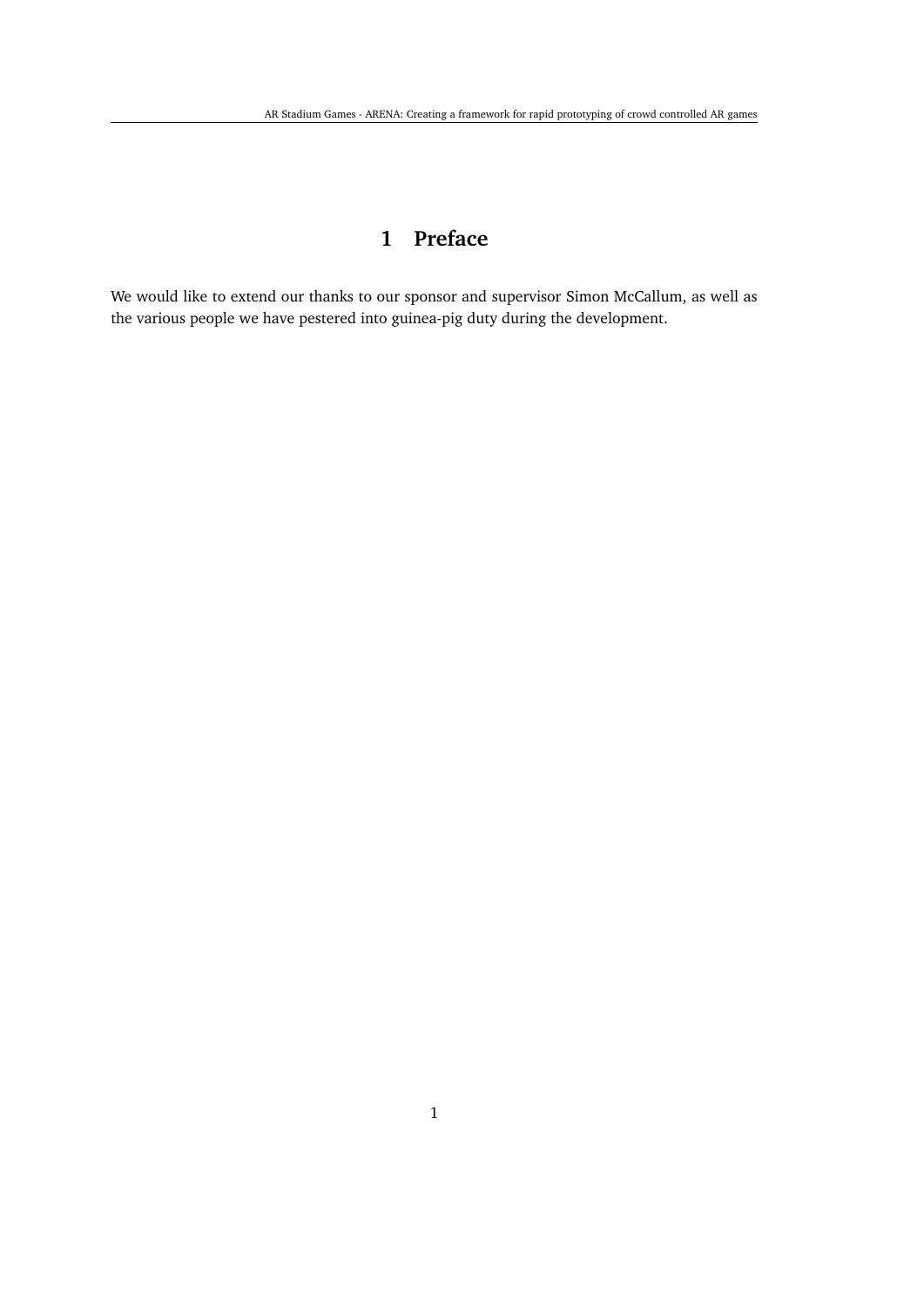# 1 Preface

We would like to extend our thanks to our sponsor and supervisor Simon McCallum, as well as the various people we have pestered into guinea-pig duty during the development.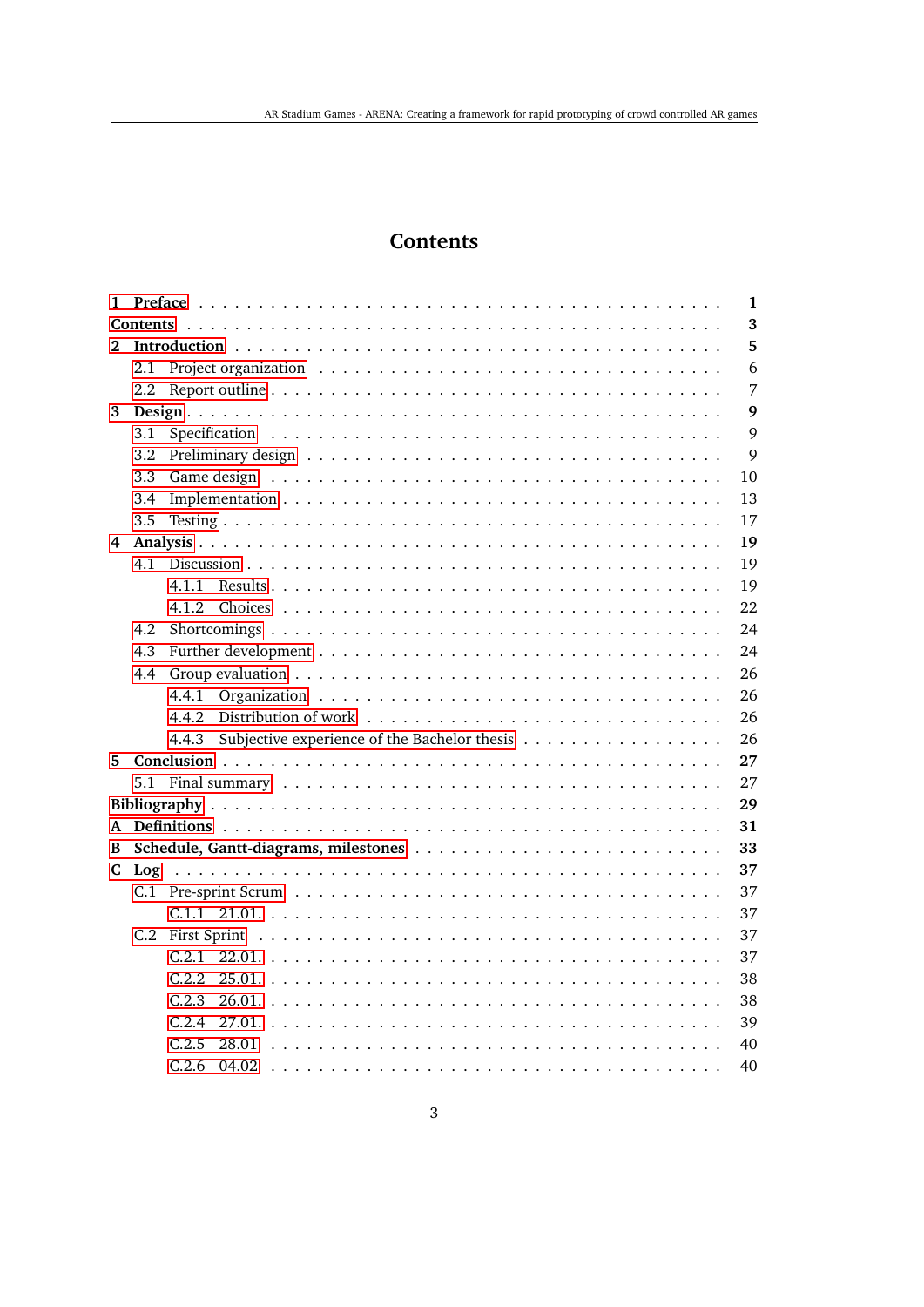# Contents

- 1 Preface ... 1
- Contents ... 3
- 2 Introduction ... 5
  - 2.1 Project organization ... 6
  - 2.2 Report outline ... 7
- 3 Design ... 9
  - 3.1 Specification ... 9
  - 3.2 Preliminary design ... 9
  - 3.3 Game design ... 10
  - 3.4 Implementation ... 13
  - 3.5 Testing ... 17
- 4 Analysis ... 19
  - 4.1 Discussion ... 19
    - 4.1.1 Results ... 19
    - 4.1.2 Choices ... 22
  - 4.2 Shortcomings ... 24
  - 4.3 Further development ... 24
  - 4.4 Group evaluation ... 26
    - 4.4.1 Organization ... 26
    - 4.4.2 Distribution of work ... 26
    - 4.4.3 Subjective experience of the Bachelor thesis ... 26
- 5 Conclusion ... 27
  - 5.1 Final summary ... 27
- Bibliography ... 29
- A Definitions ... 31
- B Schedule, Gantt-diagrams, milestones ... 33
- C Log ... 37
  - C.1 Pre-sprint Scrum ... 37
    - C.1.1 21.01. ... 37
  - C.2 First Sprint ... 37
    - C.2.1 22.01. ... 37
    - C.2.2 25.01. ... 38
    - C.2.3 26.01. ... 38
    - C.2.4 27.01. ... 39
    - C.2.5 28.01 ... 40
    - C.2.6 04.02 ... 40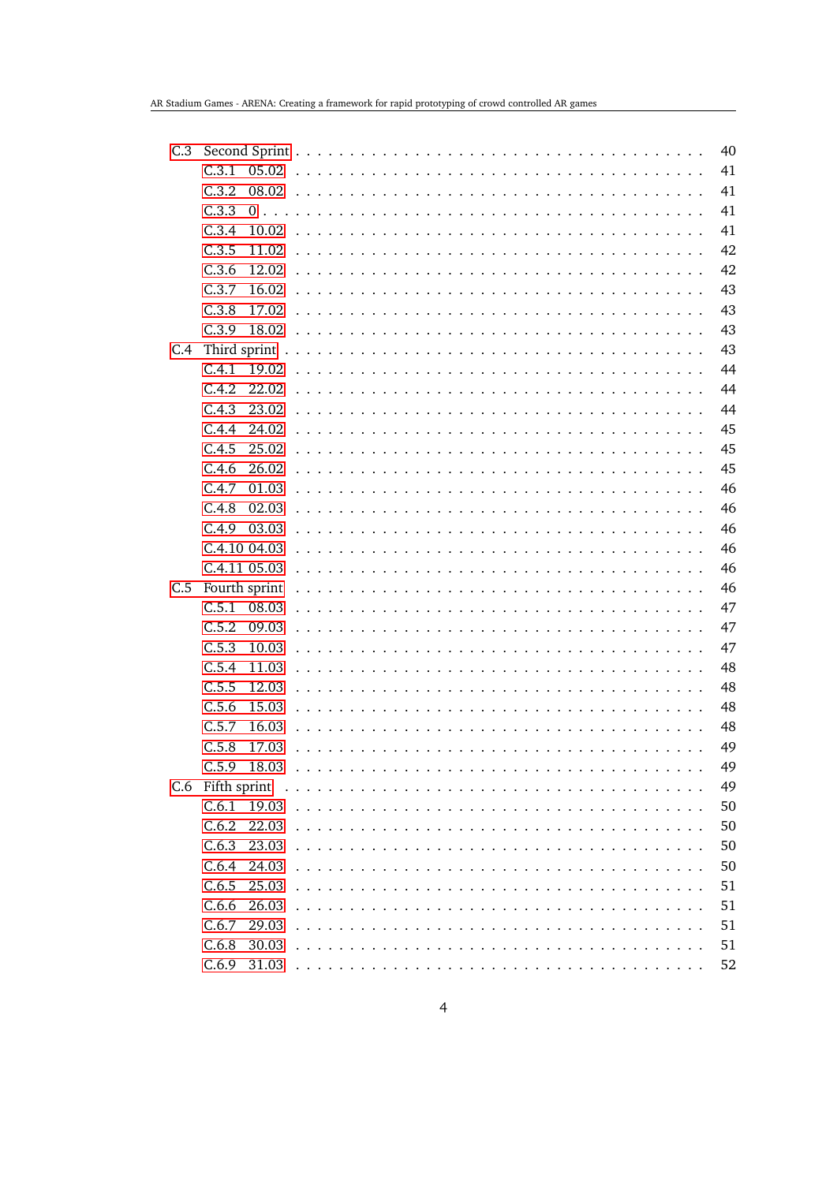C.3 Second Sprint . . . . . . . . . . . . . . . . . . . . . . . . . . . . . . . . 40
- C.3.1 05.02 . . . . . . . . . . . . . . . . . . . . . . . . . . . . . . . . 41
- C.3.2 08.02 . . . . . . . . . . . . . . . . . . . . . . . . . . . . . . . . 41
- C.3.3 0 . . . . . . . . . . . . . . . . . . . . . . . . . . . . . . . . . . 41
- C.3.4 10.02 . . . . . . . . . . . . . . . . . . . . . . . . . . . . . . . . 41
- C.3.5 11.02 . . . . . . . . . . . . . . . . . . . . . . . . . . . . . . . . 42
- C.3.6 12.02 . . . . . . . . . . . . . . . . . . . . . . . . . . . . . . . . 42
- C.3.7 16.02 . . . . . . . . . . . . . . . . . . . . . . . . . . . . . . . . 43
- C.3.8 17.02 . . . . . . . . . . . . . . . . . . . . . . . . . . . . . . . . 43
- C.3.9 18.02 . . . . . . . . . . . . . . . . . . . . . . . . . . . . . . . . 43

C.4 Third sprint . . . . . . . . . . . . . . . . . . . . . . . . . . . . . . . . 43
- C.4.1 19.02 . . . . . . . . . . . . . . . . . . . . . . . . . . . . . . . . 44
- C.4.2 22.02 . . . . . . . . . . . . . . . . . . . . . . . . . . . . . . . . 44
- C.4.3 23.02 . . . . . . . . . . . . . . . . . . . . . . . . . . . . . . . . 44
- C.4.4 24.02 . . . . . . . . . . . . . . . . . . . . . . . . . . . . . . . . 45
- C.4.5 25.02 . . . . . . . . . . . . . . . . . . . . . . . . . . . . . . . . 45
- C.4.6 26.02 . . . . . . . . . . . . . . . . . . . . . . . . . . . . . . . . 45
- C.4.7 01.03 . . . . . . . . . . . . . . . . . . . . . . . . . . . . . . . . 46
- C.4.8 02.03 . . . . . . . . . . . . . . . . . . . . . . . . . . . . . . . . 46
- C.4.9 03.03 . . . . . . . . . . . . . . . . . . . . . . . . . . . . . . . . 46
- C.4.10 04.03 . . . . . . . . . . . . . . . . . . . . . . . . . . . . . . . 46
- C.4.11 05.03 . . . . . . . . . . . . . . . . . . . . . . . . . . . . . . . 46

C.5 Fourth sprint . . . . . . . . . . . . . . . . . . . . . . . . . . . . . . . 46
- C.5.1 08.03 . . . . . . . . . . . . . . . . . . . . . . . . . . . . . . . . 47
- C.5.2 09.03 . . . . . . . . . . . . . . . . . . . . . . . . . . . . . . . . 47
- C.5.3 10.03 . . . . . . . . . . . . . . . . . . . . . . . . . . . . . . . . 47
- C.5.4 11.03 . . . . . . . . . . . . . . . . . . . . . . . . . . . . . . . . 48
- C.5.5 12.03 . . . . . . . . . . . . . . . . . . . . . . . . . . . . . . . . 48
- C.5.6 15.03 . . . . . . . . . . . . . . . . . . . . . . . . . . . . . . . . 48
- C.5.7 16.03 . . . . . . . . . . . . . . . . . . . . . . . . . . . . . . . . 48
- C.5.8 17.03 . . . . . . . . . . . . . . . . . . . . . . . . . . . . . . . . 49
- C.5.9 18.03 . . . . . . . . . . . . . . . . . . . . . . . . . . . . . . . . 49

C.6 Fifth sprint . . . . . . . . . . . . . . . . . . . . . . . . . . . . . . . . 49
- C.6.1 19.03 . . . . . . . . . . . . . . . . . . . . . . . . . . . . . . . . 50
- C.6.2 22.03 . . . . . . . . . . . . . . . . . . . . . . . . . . . . . . . . 50
- C.6.3 23.03 . . . . . . . . . . . . . . . . . . . . . . . . . . . . . . . . 50
- C.6.4 24.03 . . . . . . . . . . . . . . . . . . . . . . . . . . . . . . . . 50
- C.6.5 25.03 . . . . . . . . . . . . . . . . . . . . . . . . . . . . . . . . 51
- C.6.6 26.03 . . . . . . . . . . . . . . . . . . . . . . . . . . . . . . . . 51
- C.6.7 29.03 . . . . . . . . . . . . . . . . . . . . . . . . . . . . . . . . 51
- C.6.8 30.03 . . . . . . . . . . . . . . . . . . . . . . . . . . . . . . . . 51
- C.6.9 31.03 . . . . . . . . . . . . . . . . . . . . . . . . . . . . . . . . 52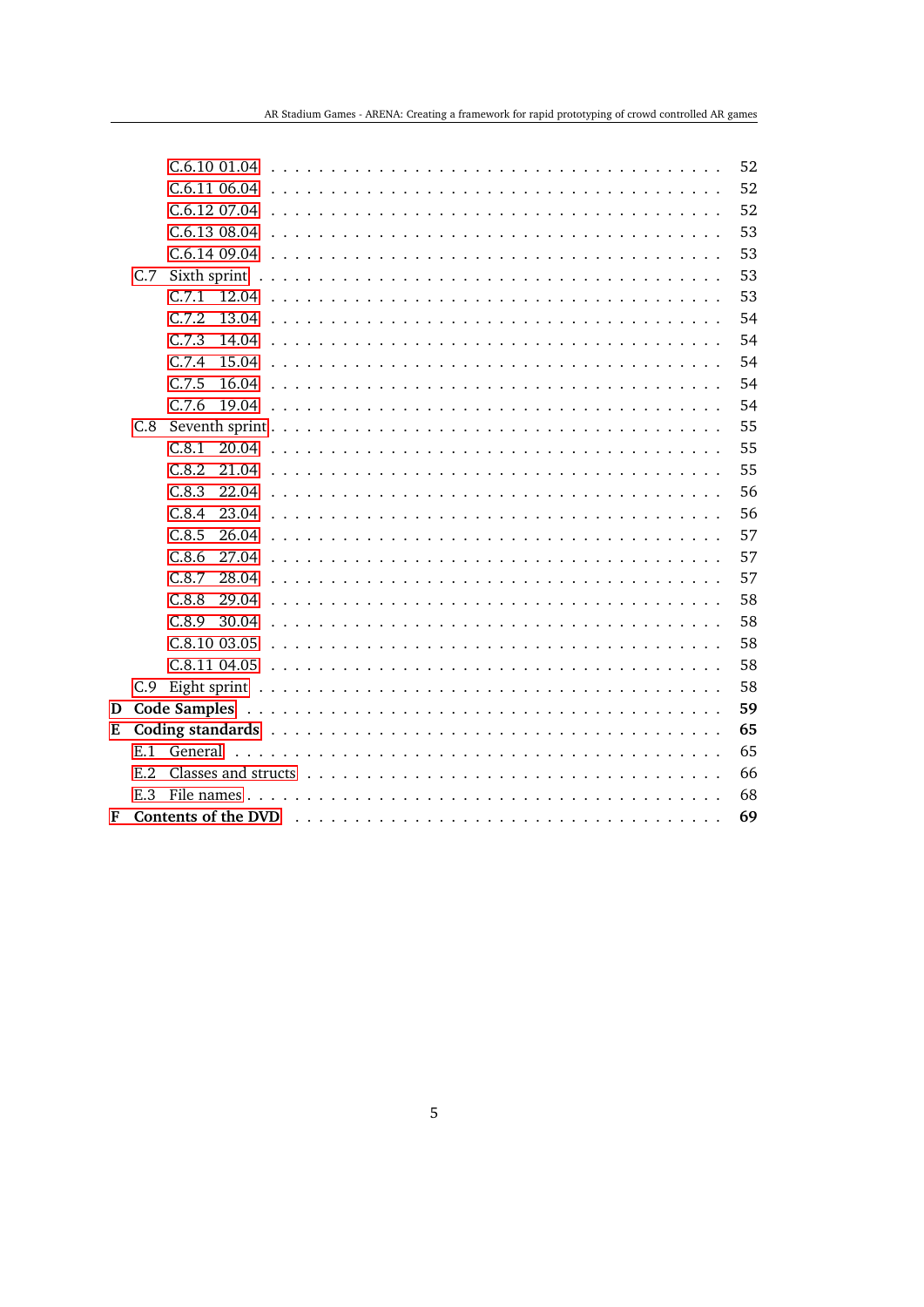- C.6.10 01.04 ........ 52
- C.6.11 06.04 ........ 52
- C.6.12 07.04 ........ 52
- C.6.13 08.04 ........ 53
- C.6.14 09.04 ........ 53
- C.7 Sixth sprint ........ 53
  - C.7.1 12.04 ........ 53
  - C.7.2 13.04 ........ 54
  - C.7.3 14.04 ........ 54
  - C.7.4 15.04 ........ 54
  - C.7.5 16.04 ........ 54
  - C.7.6 19.04 ........ 54
- C.8 Seventh sprint ........ 55
  - C.8.1 20.04 ........ 55
  - C.8.2 21.04 ........ 55
  - C.8.3 22.04 ........ 56
  - C.8.4 23.04 ........ 56
  - C.8.5 26.04 ........ 57
  - C.8.6 27.04 ........ 57
  - C.8.7 28.04 ........ 57
  - C.8.8 29.04 ........ 58
  - C.8.9 30.04 ........ 58
  - C.8.10 03.05 ........ 58
  - C.8.11 04.05 ........ 58
- C.9 Eight sprint ........ 58

**D Code Samples** ........ **59**

**E Coding standards** ........ **65**
- E.1 General ........ 65
- E.2 Classes and structs ........ 66
- E.3 File names ........ 68

**F Contents of the DVD** ........ **69**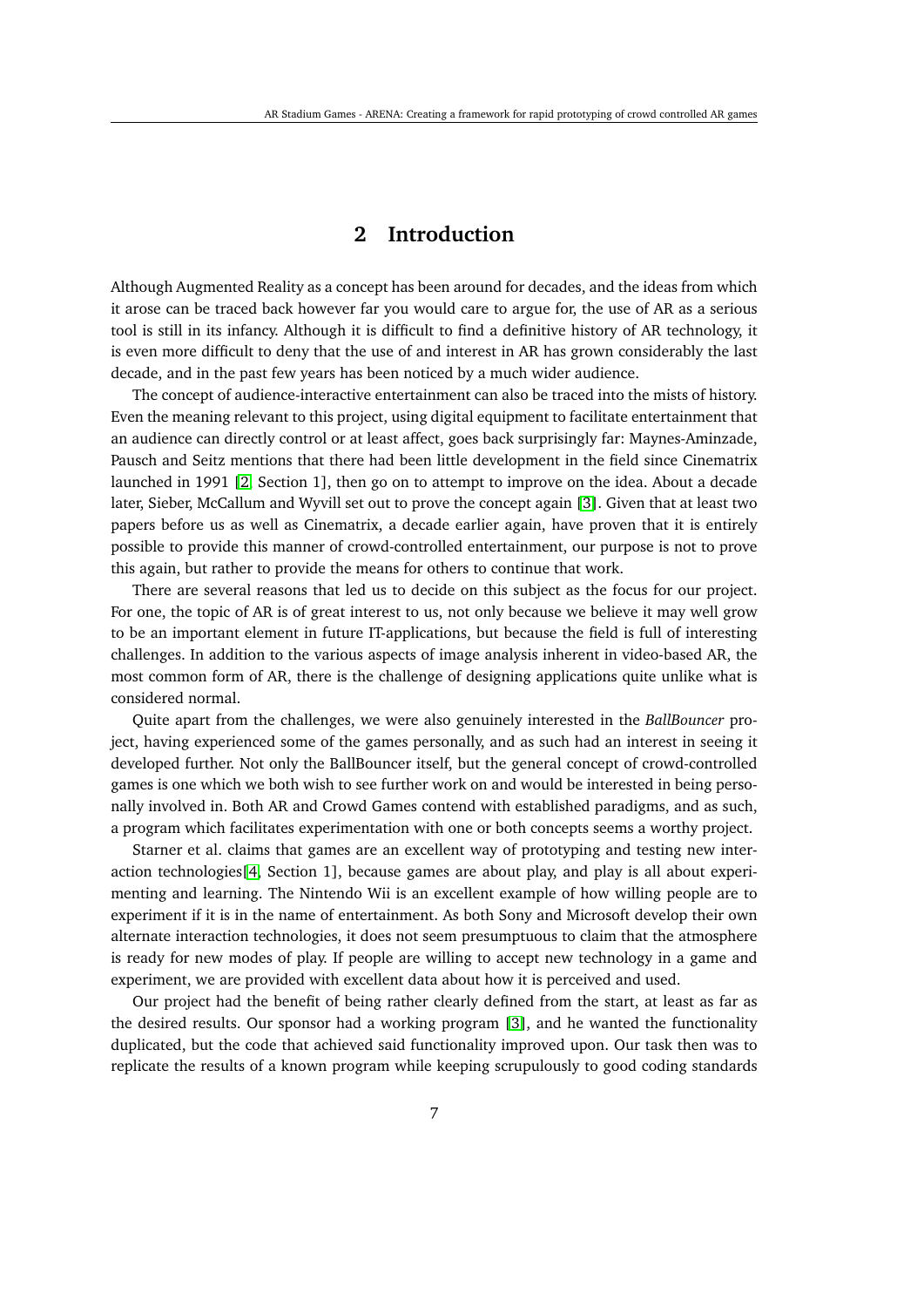# 2 Introduction

Although Augmented Reality as a concept has been around for decades, and the ideas from which it arose can be traced back however far you would care to argue for, the use of AR as a serious tool is still in its infancy. Although it is difficult to find a definitive history of AR technology, it is even more difficult to deny that the use of and interest in AR has grown considerably the last decade, and in the past few years has been noticed by a much wider audience.

The concept of audience-interactive entertainment can also be traced into the mists of history. Even the meaning relevant to this project, using digital equipment to facilitate entertainment that an audience can directly control or at least affect, goes back surprisingly far: Maynes-Aminzade, Pausch and Seitz mentions that there had been little development in the field since Cinematrix launched in 1991 [2, Section 1], then go on to attempt to improve on the idea. About a decade later, Sieber, McCallum and Wyvill set out to prove the concept again [3]. Given that at least two papers before us as well as Cinematrix, a decade earlier again, have proven that it is entirely possible to provide this manner of crowd-controlled entertainment, our purpose is not to prove this again, but rather to provide the means for others to continue that work.

There are several reasons that led us to decide on this subject as the focus for our project. For one, the topic of AR is of great interest to us, not only because we believe it may well grow to be an important element in future IT-applications, but because the field is full of interesting challenges. In addition to the various aspects of image analysis inherent in video-based AR, the most common form of AR, there is the challenge of designing applications quite unlike what is considered normal.

Quite apart from the challenges, we were also genuinely interested in the *BallBouncer* project, having experienced some of the games personally, and as such had an interest in seeing it developed further. Not only the BallBouncer itself, but the general concept of crowd-controlled games is one which we both wish to see further work on and would be interested in being personally involved in. Both AR and Crowd Games contend with established paradigms, and as such, a program which facilitates experimentation with one or both concepts seems a worthy project.

Starner et al. claims that games are an excellent way of prototyping and testing new interaction technologies[4, Section 1], because games are about play, and play is all about experimenting and learning. The Nintendo Wii is an excellent example of how willing people are to experiment if it is in the name of entertainment. As both Sony and Microsoft develop their own alternate interaction technologies, it does not seem presumptuous to claim that the atmosphere is ready for new modes of play. If people are willing to accept new technology in a game and experiment, we are provided with excellent data about how it is perceived and used.

Our project had the benefit of being rather clearly defined from the start, at least as far as the desired results. Our sponsor had a working program [3], and he wanted the functionality duplicated, but the code that achieved said functionality improved upon. Our task then was to replicate the results of a known program while keeping scrupulously to good coding standards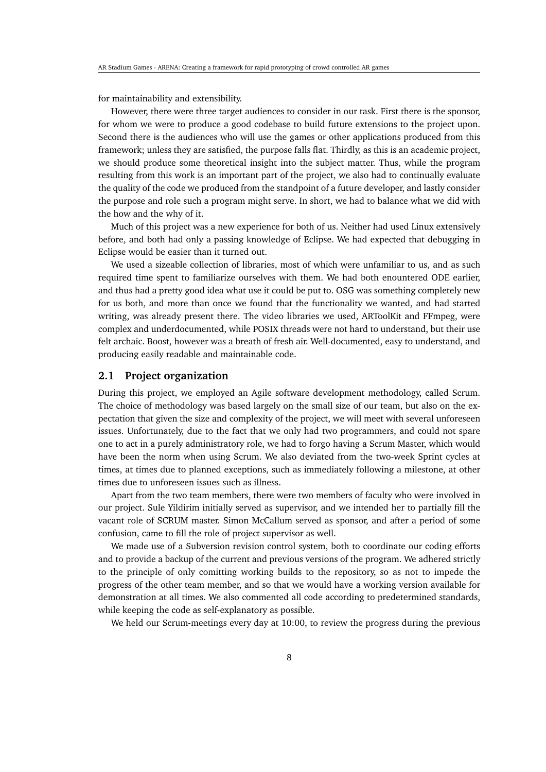for maintainability and extensibility.

However, there were three target audiences to consider in our task. First there is the sponsor, for whom we were to produce a good codebase to build future extensions to the project upon. Second there is the audiences who will use the games or other applications produced from this framework; unless they are satisfied, the purpose falls flat. Thirdly, as this is an academic project, we should produce some theoretical insight into the subject matter. Thus, while the program resulting from this work is an important part of the project, we also had to continually evaluate the quality of the code we produced from the standpoint of a future developer, and lastly consider the purpose and role such a program might serve. In short, we had to balance what we did with the how and the why of it.

Much of this project was a new experience for both of us. Neither had used Linux extensively before, and both had only a passing knowledge of Eclipse. We had expected that debugging in Eclipse would be easier than it turned out.

We used a sizeable collection of libraries, most of which were unfamiliar to us, and as such required time spent to familiarize ourselves with them. We had both enountered ODE earlier, and thus had a pretty good idea what use it could be put to. OSG was something completely new for us both, and more than once we found that the functionality we wanted, and had started writing, was already present there. The video libraries we used, ARToolKit and FFmpeg, were complex and underdocumented, while POSIX threads were not hard to understand, but their use felt archaic. Boost, however was a breath of fresh air. Well-documented, easy to understand, and producing easily readable and maintainable code.

## 2.1 Project organization

During this project, we employed an Agile software development methodology, called Scrum. The choice of methodology was based largely on the small size of our team, but also on the expectation that given the size and complexity of the project, we will meet with several unforeseen issues. Unfortunately, due to the fact that we only had two programmers, and could not spare one to act in a purely administratory role, we had to forgo having a Scrum Master, which would have been the norm when using Scrum. We also deviated from the two-week Sprint cycles at times, at times due to planned exceptions, such as immediately following a milestone, at other times due to unforeseen issues such as illness.

Apart from the two team members, there were two members of faculty who were involved in our project. Sule Yildirim initially served as supervisor, and we intended her to partially fill the vacant role of SCRUM master. Simon McCallum served as sponsor, and after a period of some confusion, came to fill the role of project supervisor as well.

We made use of a Subversion revision control system, both to coordinate our coding efforts and to provide a backup of the current and previous versions of the program. We adhered strictly to the principle of only comitting working builds to the repository, so as not to impede the progress of the other team member, and so that we would have a working version available for demonstration at all times. We also commented all code according to predetermined standards, while keeping the code as self-explanatory as possible.

We held our Scrum-meetings every day at 10:00, to review the progress during the previous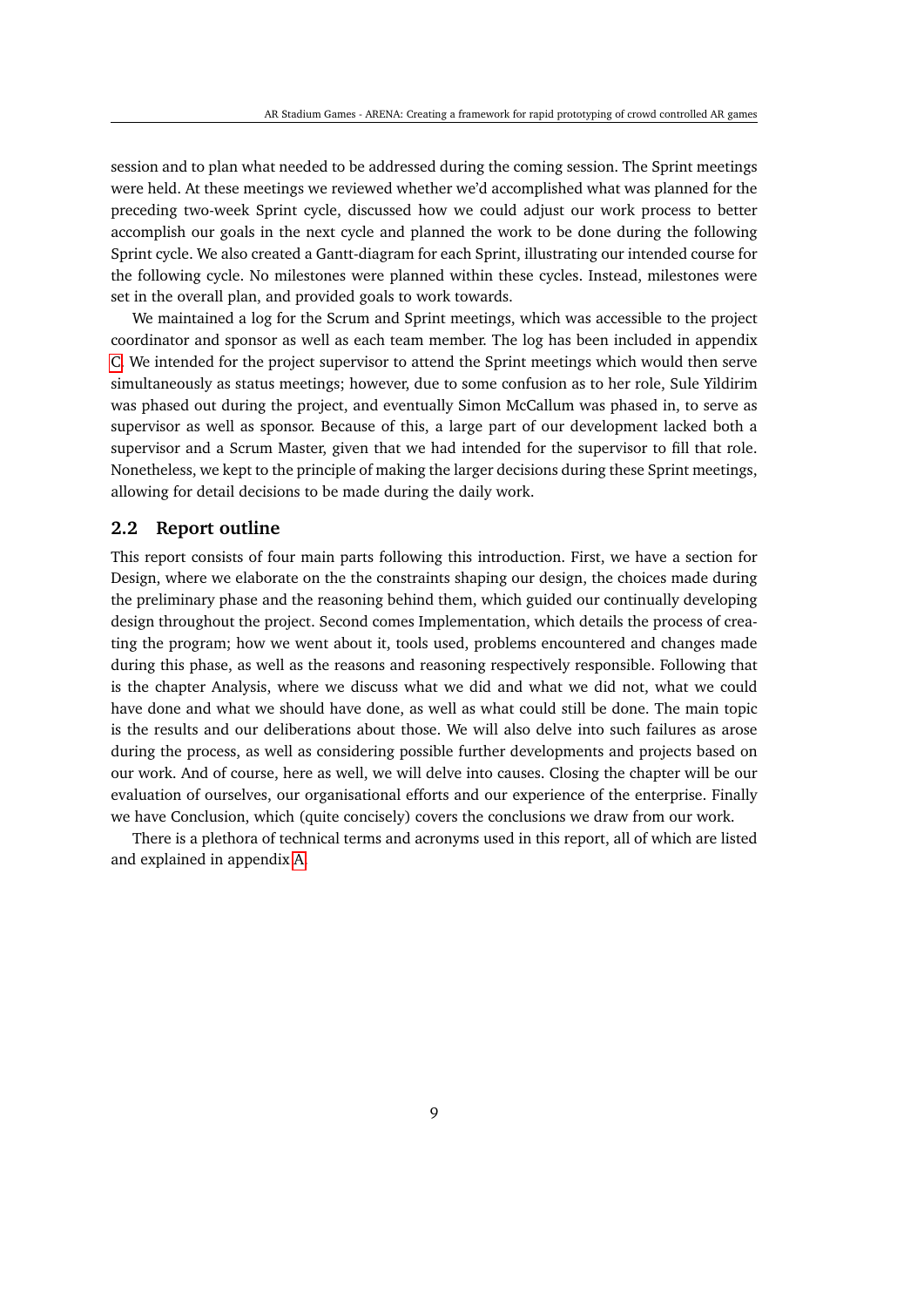session and to plan what needed to be addressed during the coming session. The Sprint meetings were held. At these meetings we reviewed whether we'd accomplished what was planned for the preceding two-week Sprint cycle, discussed how we could adjust our work process to better accomplish our goals in the next cycle and planned the work to be done during the following Sprint cycle. We also created a Gantt-diagram for each Sprint, illustrating our intended course for the following cycle. No milestones were planned within these cycles. Instead, milestones were set in the overall plan, and provided goals to work towards.

We maintained a log for the Scrum and Sprint meetings, which was accessible to the project coordinator and sponsor as well as each team member. The log has been included in appendix C. We intended for the project supervisor to attend the Sprint meetings which would then serve simultaneously as status meetings; however, due to some confusion as to her role, Sule Yildirim was phased out during the project, and eventually Simon McCallum was phased in, to serve as supervisor as well as sponsor. Because of this, a large part of our development lacked both a supervisor and a Scrum Master, given that we had intended for the supervisor to fill that role. Nonetheless, we kept to the principle of making the larger decisions during these Sprint meetings, allowing for detail decisions to be made during the daily work.

## 2.2 Report outline

This report consists of four main parts following this introduction. First, we have a section for Design, where we elaborate on the the constraints shaping our design, the choices made during the preliminary phase and the reasoning behind them, which guided our continually developing design throughout the project. Second comes Implementation, which details the process of creating the program; how we went about it, tools used, problems encountered and changes made during this phase, as well as the reasons and reasoning respectively responsible. Following that is the chapter Analysis, where we discuss what we did and what we did not, what we could have done and what we should have done, as well as what could still be done. The main topic is the results and our deliberations about those. We will also delve into such failures as arose during the process, as well as considering possible further developments and projects based on our work. And of course, here as well, we will delve into causes. Closing the chapter will be our evaluation of ourselves, our organisational efforts and our experience of the enterprise. Finally we have Conclusion, which (quite concisely) covers the conclusions we draw from our work.

There is a plethora of technical terms and acronyms used in this report, all of which are listed and explained in appendix A.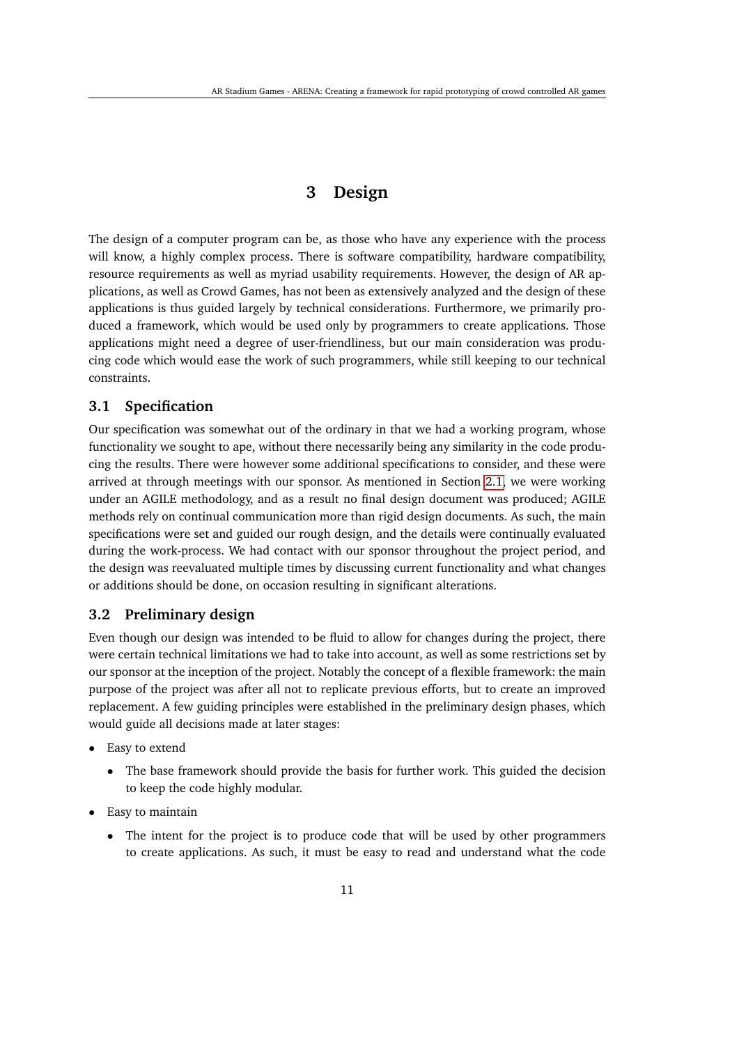# 3 Design

The design of a computer program can be, as those who have any experience with the process will know, a highly complex process. There is software compatibility, hardware compatibility, resource requirements as well as myriad usability requirements. However, the design of AR applications, as well as Crowd Games, has not been as extensively analyzed and the design of these applications is thus guided largely by technical considerations. Furthermore, we primarily produced a framework, which would be used only by programmers to create applications. Those applications might need a degree of user-friendliness, but our main consideration was producing code which would ease the work of such programmers, while still keeping to our technical constraints.

## 3.1 Specification

Our specification was somewhat out of the ordinary in that we had a working program, whose functionality we sought to ape, without there necessarily being any similarity in the code producing the results. There were however some additional specifications to consider, and these were arrived at through meetings with our sponsor. As mentioned in Section 2.1, we were working under an AGILE methodology, and as a result no final design document was produced; AGILE methods rely on continual communication more than rigid design documents. As such, the main specifications were set and guided our rough design, and the details were continually evaluated during the work-process. We had contact with our sponsor throughout the project period, and the design was reevaluated multiple times by discussing current functionality and what changes or additions should be done, on occasion resulting in significant alterations.

## 3.2 Preliminary design

Even though our design was intended to be fluid to allow for changes during the project, there were certain technical limitations we had to take into account, as well as some restrictions set by our sponsor at the inception of the project. Notably the concept of a flexible framework: the main purpose of the project was after all not to replicate previous efforts, but to create an improved replacement. A few guiding principles were established in the preliminary design phases, which would guide all decisions made at later stages:

- Easy to extend
  - The base framework should provide the basis for further work. This guided the decision to keep the code highly modular.
- Easy to maintain
  - The intent for the project is to produce code that will be used by other programmers to create applications. As such, it must be easy to read and understand what the code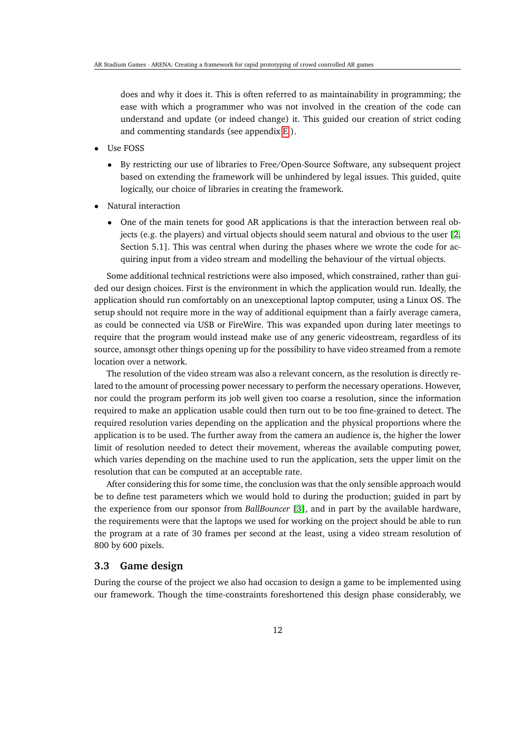does and why it does it. This is often referred to as maintainability in programming; the ease with which a programmer who was not involved in the creation of the code can understand and update (or indeed change) it. This guided our creation of strict coding and commenting standards (see appendix E).

- Use FOSS
  - By restricting our use of libraries to Free/Open-Source Software, any subsequent project based on extending the framework will be unhindered by legal issues. This guided, quite logically, our choice of libraries in creating the framework.
- Natural interaction
  - One of the main tenets for good AR applications is that the interaction between real objects (e.g. the players) and virtual objects should seem natural and obvious to the user [2, Section 5.1]. This was central when during the phases where we wrote the code for acquiring input from a video stream and modelling the behaviour of the virtual objects.

Some additional technical restrictions were also imposed, which constrained, rather than guided our design choices. First is the environment in which the application would run. Ideally, the application should run comfortably on an unexceptional laptop computer, using a Linux OS. The setup should not require more in the way of additional equipment than a fairly average camera, as could be connected via USB or FireWire. This was expanded upon during later meetings to require that the program would instead make use of any generic videostream, regardless of its source, amonsgt other things opening up for the possibility to have video streamed from a remote location over a network.

The resolution of the video stream was also a relevant concern, as the resolution is directly related to the amount of processing power necessary to perform the necessary operations. However, nor could the program perform its job well given too coarse a resolution, since the information required to make an application usable could then turn out to be too fine-grained to detect. The required resolution varies depending on the application and the physical proportions where the application is to be used. The further away from the camera an audience is, the higher the lower limit of resolution needed to detect their movement, whereas the available computing power, which varies depending on the machine used to run the application, sets the upper limit on the resolution that can be computed at an acceptable rate.

After considering this for some time, the conclusion was that the only sensible approach would be to define test parameters which we would hold to during the production; guided in part by the experience from our sponsor from *BallBouncer* [3], and in part by the available hardware, the requirements were that the laptops we used for working on the project should be able to run the program at a rate of 30 frames per second at the least, using a video stream resolution of 800 by 600 pixels.

## 3.3 Game design

During the course of the project we also had occasion to design a game to be implemented using our framework. Though the time-constraints foreshortened this design phase considerably, we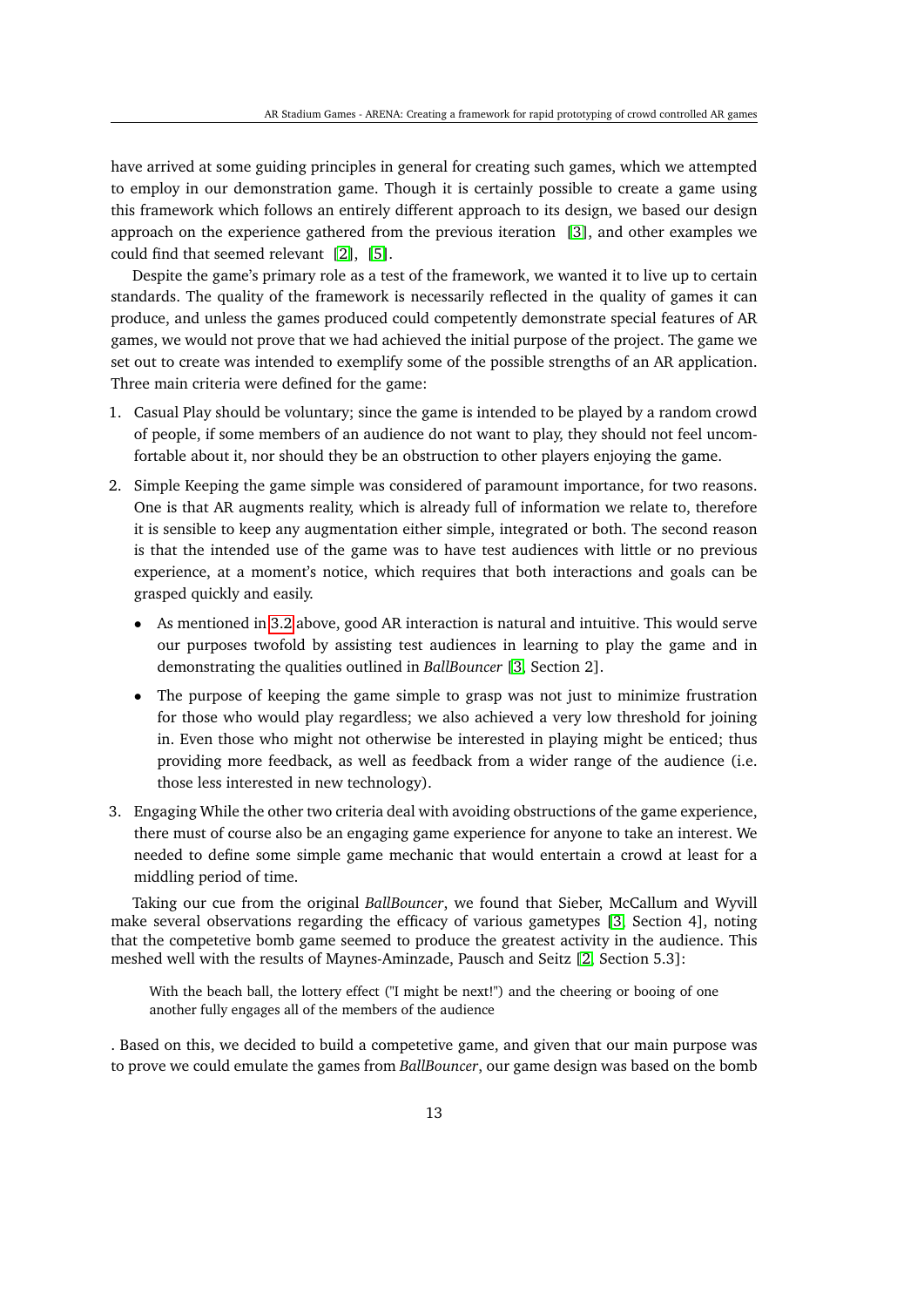have arrived at some guiding principles in general for creating such games, which we attempted to employ in our demonstration game. Though it is certainly possible to create a game using this framework which follows an entirely different approach to its design, we based our design approach on the experience gathered from the previous iteration [3], and other examples we could find that seemed relevant [2], [5].

Despite the game's primary role as a test of the framework, we wanted it to live up to certain standards. The quality of the framework is necessarily reflected in the quality of games it can produce, and unless the games produced could competently demonstrate special features of AR games, we would not prove that we had achieved the initial purpose of the project. The game we set out to create was intended to exemplify some of the possible strengths of an AR application. Three main criteria were defined for the game:

1. Casual Play should be voluntary; since the game is intended to be played by a random crowd of people, if some members of an audience do not want to play, they should not feel uncomfortable about it, nor should they be an obstruction to other players enjoying the game.
2. Simple Keeping the game simple was considered of paramount importance, for two reasons. One is that AR augments reality, which is already full of information we relate to, therefore it is sensible to keep any augmentation either simple, integrated or both. The second reason is that the intended use of the game was to have test audiences with little or no previous experience, at a moment's notice, which requires that both interactions and goals can be grasped quickly and easily.
   - As mentioned in 3.2 above, good AR interaction is natural and intuitive. This would serve our purposes twofold by assisting test audiences in learning to play the game and in demonstrating the qualities outlined in *BallBouncer* [3, Section 2].
   - The purpose of keeping the game simple to grasp was not just to minimize frustration for those who would play regardless; we also achieved a very low threshold for joining in. Even those who might not otherwise be interested in playing might be enticed; thus providing more feedback, as well as feedback from a wider range of the audience (i.e. those less interested in new technology).
3. Engaging While the other two criteria deal with avoiding obstructions of the game experience, there must of course also be an engaging game experience for anyone to take an interest. We needed to define some simple game mechanic that would entertain a crowd at least for a middling period of time.

Taking our cue from the original *BallBouncer*, we found that Sieber, McCallum and Wyvill make several observations regarding the efficacy of various gametypes [3, Section 4], noting that the competetive bomb game seemed to produce the greatest activity in the audience. This meshed well with the results of Maynes-Aminzade, Pausch and Seitz [2, Section 5.3]:

> With the beach ball, the lottery effect ("I might be next!") and the cheering or booing of one another fully engages all of the members of the audience

. Based on this, we decided to build a competetive game, and given that our main purpose was to prove we could emulate the games from *BallBouncer*, our game design was based on the bomb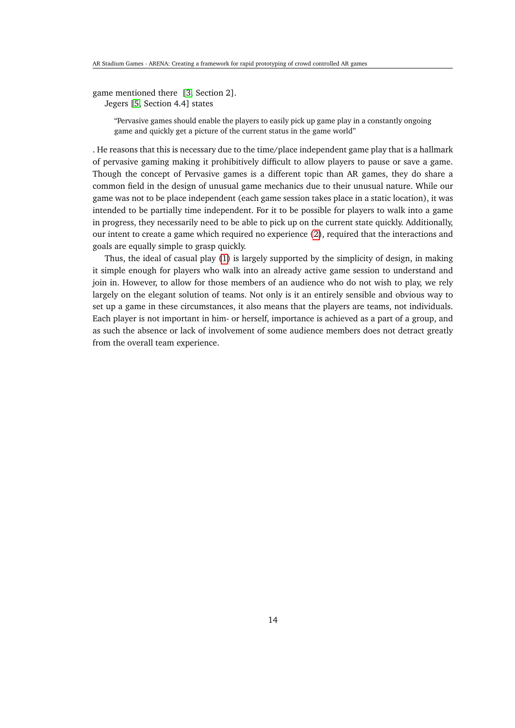game mentioned there [3, Section 2].

Jegers [5, Section 4.4] states

> "Pervasive games should enable the players to easily pick up game play in a constantly ongoing game and quickly get a picture of the current status in the game world"

. He reasons that this is necessary due to the time/place independent game play that is a hallmark of pervasive gaming making it prohibitively difficult to allow players to pause or save a game. Though the concept of Pervasive games is a different topic than AR games, they do share a common field in the design of unusual game mechanics due to their unusual nature. While our game was not to be place independent (each game session takes place in a static location), it was intended to be partially time independent. For it to be possible for players to walk into a game in progress, they necessarily need to be able to pick up on the current state quickly. Additionally, our intent to create a game which required no experience (2), required that the interactions and goals are equally simple to grasp quickly.

Thus, the ideal of casual play (1) is largely supported by the simplicity of design, in making it simple enough for players who walk into an already active game session to understand and join in. However, to allow for those members of an audience who do not wish to play, we rely largely on the elegant solution of teams. Not only is it an entirely sensible and obvious way to set up a game in these circumstances, it also means that the players are teams, not individuals. Each player is not important in him- or herself, importance is achieved as a part of a group, and as such the absence or lack of involvement of some audience members does not detract greatly from the overall team experience.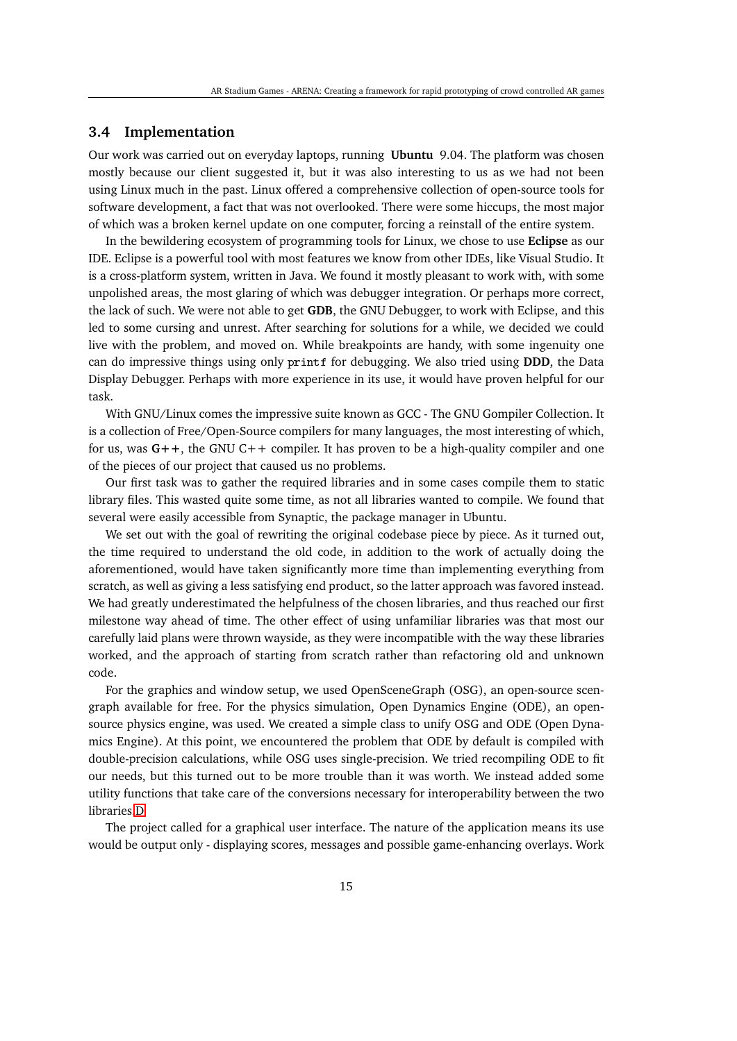### 3.4 Implementation

Our work was carried out on everyday laptops, running **Ubuntu** 9.04. The platform was chosen mostly because our client suggested it, but it was also interesting to us as we had not been using Linux much in the past. Linux offered a comprehensive collection of open-source tools for software development, a fact that was not overlooked. There were some hiccups, the most major of which was a broken kernel update on one computer, forcing a reinstall of the entire system.

In the bewildering ecosystem of programming tools for Linux, we chose to use **Eclipse** as our IDE. Eclipse is a powerful tool with most features we know from other IDEs, like Visual Studio. It is a cross-platform system, written in Java. We found it mostly pleasant to work with, with some unpolished areas, the most glaring of which was debugger integration. Or perhaps more correct, the lack of such. We were not able to get **GDB**, the GNU Debugger, to work with Eclipse, and this led to some cursing and unrest. After searching for solutions for a while, we decided we could live with the problem, and moved on. While breakpoints are handy, with some ingenuity one can do impressive things using only `printf` for debugging. We also tried using **DDD**, the Data Display Debugger. Perhaps with more experience in its use, it would have proven helpful for our task.

With GNU/Linux comes the impressive suite known as GCC - The GNU Gompiler Collection. It is a collection of Free/Open-Source compilers for many languages, the most interesting of which, for us, was **G++**, the GNU C++ compiler. It has proven to be a high-quality compiler and one of the pieces of our project that caused us no problems.

Our first task was to gather the required libraries and in some cases compile them to static library files. This wasted quite some time, as not all libraries wanted to compile. We found that several were easily accessible from Synaptic, the package manager in Ubuntu.

We set out with the goal of rewriting the original codebase piece by piece. As it turned out, the time required to understand the old code, in addition to the work of actually doing the aforementioned, would have taken significantly more time than implementing everything from scratch, as well as giving a less satisfying end product, so the latter approach was favored instead. We had greatly underestimated the helpfulness of the chosen libraries, and thus reached our first milestone way ahead of time. The other effect of using unfamiliar libraries was that most our carefully laid plans were thrown wayside, as they were incompatible with the way these libraries worked, and the approach of starting from scratch rather than refactoring old and unknown code.

For the graphics and window setup, we used OpenSceneGraph (OSG), an open-source scengraph available for free. For the physics simulation, Open Dynamics Engine (ODE), an open-source physics engine, was used. We created a simple class to unify OSG and ODE (Open Dynamics Engine). At this point, we encountered the problem that ODE by default is compiled with double-precision calculations, while OSG uses single-precision. We tried recompiling ODE to fit our needs, but this turned out to be more trouble than it was worth. We instead added some utility functions that take care of the conversions necessary for interoperability between the two libraries D.

The project called for a graphical user interface. The nature of the application means its use would be output only - displaying scores, messages and possible game-enhancing overlays. Work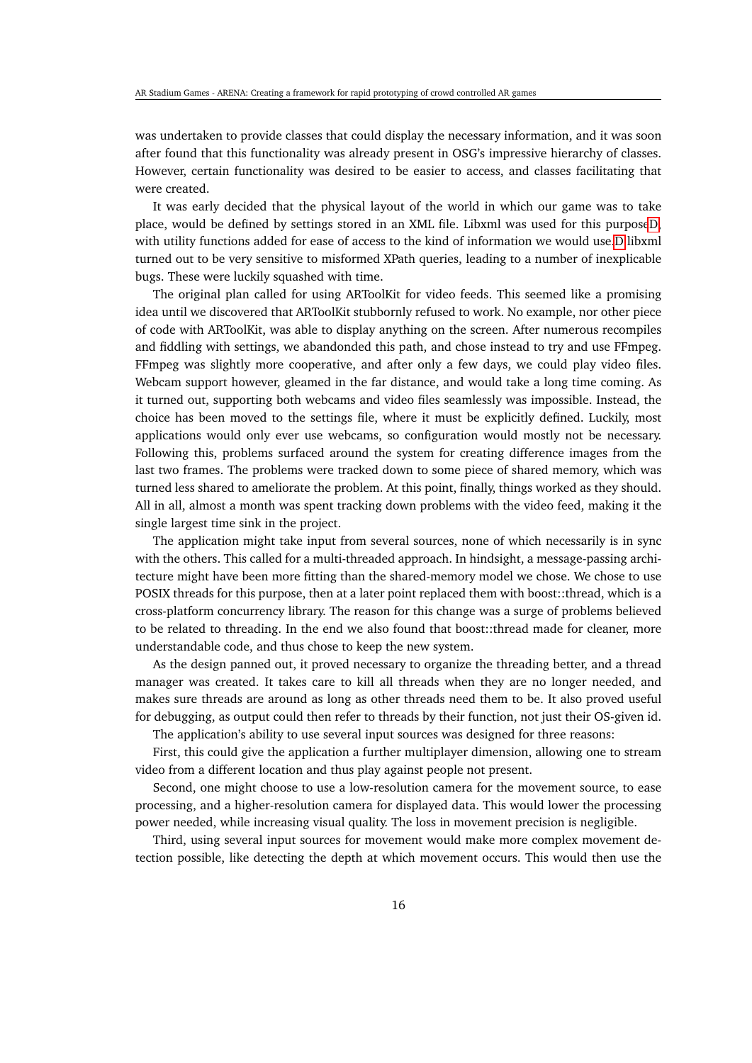was undertaken to provide classes that could display the necessary information, and it was soon after found that this functionality was already present in OSG's impressive hierarchy of classes. However, certain functionality was desired to be easier to access, and classes facilitating that were created.

It was early decided that the physical layout of the world in which our game was to take place, would be defined by settings stored in an XML file. Libxml was used for this purposeD, with utility functions added for ease of access to the kind of information we would use.D libxml turned out to be very sensitive to misformed XPath queries, leading to a number of inexplicable bugs. These were luckily squashed with time.

The original plan called for using ARToolKit for video feeds. This seemed like a promising idea until we discovered that ARToolKit stubbornly refused to work. No example, nor other piece of code with ARToolKit, was able to display anything on the screen. After numerous recompiles and fiddling with settings, we abandonded this path, and chose instead to try and use FFmpeg. FFmpeg was slightly more cooperative, and after only a few days, we could play video files. Webcam support however, gleamed in the far distance, and would take a long time coming. As it turned out, supporting both webcams and video files seamlessly was impossible. Instead, the choice has been moved to the settings file, where it must be explicitly defined. Luckily, most applications would only ever use webcams, so configuration would mostly not be necessary. Following this, problems surfaced around the system for creating difference images from the last two frames. The problems were tracked down to some piece of shared memory, which was turned less shared to ameliorate the problem. At this point, finally, things worked as they should. All in all, almost a month was spent tracking down problems with the video feed, making it the single largest time sink in the project.

The application might take input from several sources, none of which necessarily is in sync with the others. This called for a multi-threaded approach. In hindsight, a message-passing architecture might have been more fitting than the shared-memory model we chose. We chose to use POSIX threads for this purpose, then at a later point replaced them with boost::thread, which is a cross-platform concurrency library. The reason for this change was a surge of problems believed to be related to threading. In the end we also found that boost::thread made for cleaner, more understandable code, and thus chose to keep the new system.

As the design panned out, it proved necessary to organize the threading better, and a thread manager was created. It takes care to kill all threads when they are no longer needed, and makes sure threads are around as long as other threads need them to be. It also proved useful for debugging, as output could then refer to threads by their function, not just their OS-given id.

The application's ability to use several input sources was designed for three reasons:

First, this could give the application a further multiplayer dimension, allowing one to stream video from a different location and thus play against people not present.

Second, one might choose to use a low-resolution camera for the movement source, to ease processing, and a higher-resolution camera for displayed data. This would lower the processing power needed, while increasing visual quality. The loss in movement precision is negligible.

Third, using several input sources for movement would make more complex movement detection possible, like detecting the depth at which movement occurs. This would then use the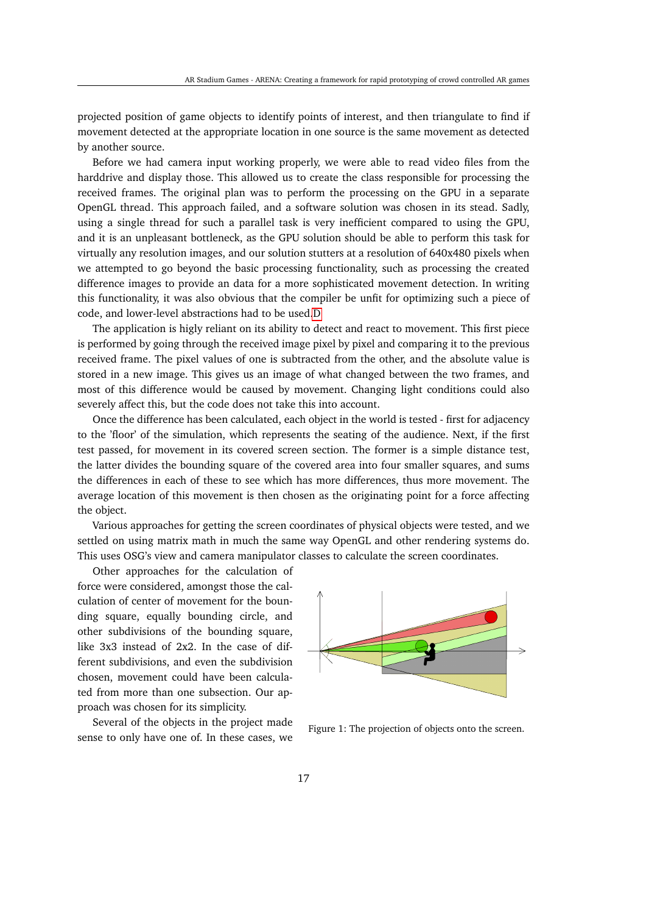projected position of game objects to identify points of interest, and then triangulate to find if movement detected at the appropriate location in one source is the same movement as detected by another source.

Before we had camera input working properly, we were able to read video files from the harddrive and display those. This allowed us to create the class responsible for processing the received frames. The original plan was to perform the processing on the GPU in a separate OpenGL thread. This approach failed, and a software solution was chosen in its stead. Sadly, using a single thread for such a parallel task is very inefficient compared to using the GPU, and it is an unpleasant bottleneck, as the GPU solution should be able to perform this task for virtually any resolution images, and our solution stutters at a resolution of 640x480 pixels when we attempted to go beyond the basic processing functionality, such as processing the created difference images to provide an data for a more sophisticated movement detection. In writing this functionality, it was also obvious that the compiler be unfit for optimizing such a piece of code, and lower-level abstractions had to be used.D

The application is higly reliant on its ability to detect and react to movement. This first piece is performed by going through the received image pixel by pixel and comparing it to the previous received frame. The pixel values of one is subtracted from the other, and the absolute value is stored in a new image. This gives us an image of what changed between the two frames, and most of this difference would be caused by movement. Changing light conditions could also severely affect this, but the code does not take this into account.

Once the difference has been calculated, each object in the world is tested - first for adjacency to the 'floor' of the simulation, which represents the seating of the audience. Next, if the first test passed, for movement in its covered screen section. The former is a simple distance test, the latter divides the bounding square of the covered area into four smaller squares, and sums the differences in each of these to see which has more differences, thus more movement. The average location of this movement is then chosen as the originating point for a force affecting the object.

Various approaches for getting the screen coordinates of physical objects were tested, and we settled on using matrix math in much the same way OpenGL and other rendering systems do. This uses OSG's view and camera manipulator classes to calculate the screen coordinates.

Other approaches for the calculation of force were considered, amongst those the calculation of center of movement for the bounding square, equally bounding circle, and other subdivisions of the bounding square, like 3x3 instead of 2x2. In the case of different subdivisions, and even the subdivision chosen, movement could have been calculated from more than one subsection. Our approach was chosen for its simplicity.

Figure 1: The projection of objects onto the screen.

Several of the objects in the project made sense to only have one of. In these cases, we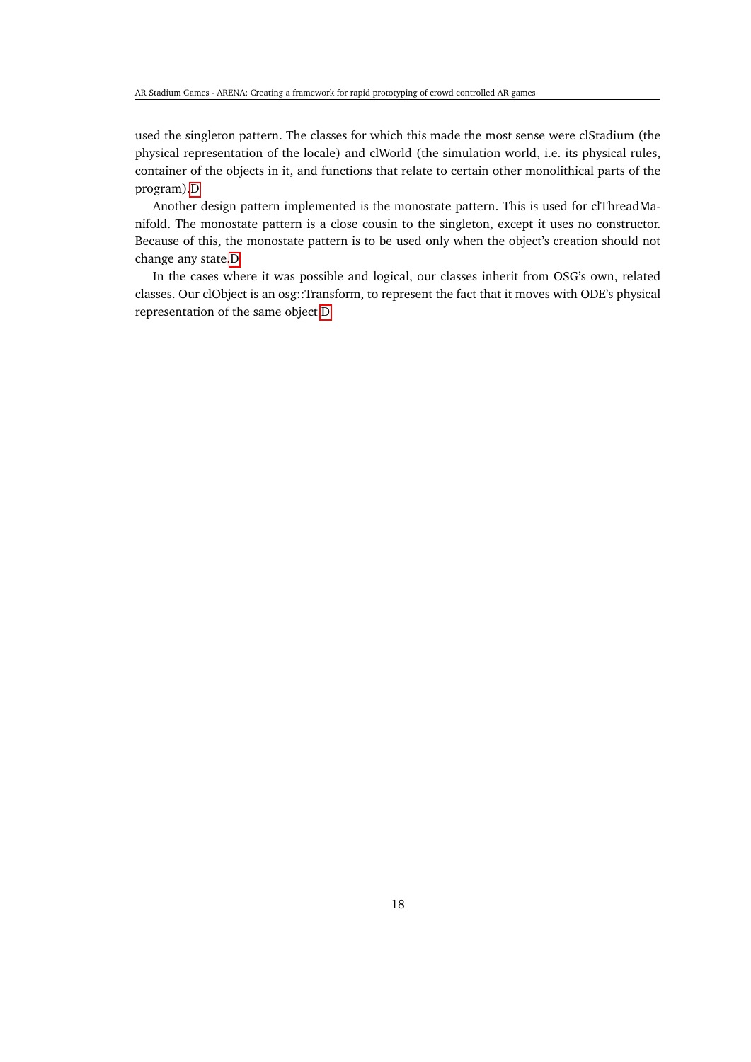used the singleton pattern. The classes for which this made the most sense were clStadium (the physical representation of the locale) and clWorld (the simulation world, i.e. its physical rules, container of the objects in it, and functions that relate to certain other monolithical parts of the program).D

Another design pattern implemented is the monostate pattern. This is used for clThreadManifold. The monostate pattern is a close cousin to the singleton, except it uses no constructor. Because of this, the monostate pattern is to be used only when the object's creation should not change any state.D

In the cases where it was possible and logical, our classes inherit from OSG's own, related classes. Our clObject is an osg::Transform, to represent the fact that it moves with ODE's physical representation of the same object.D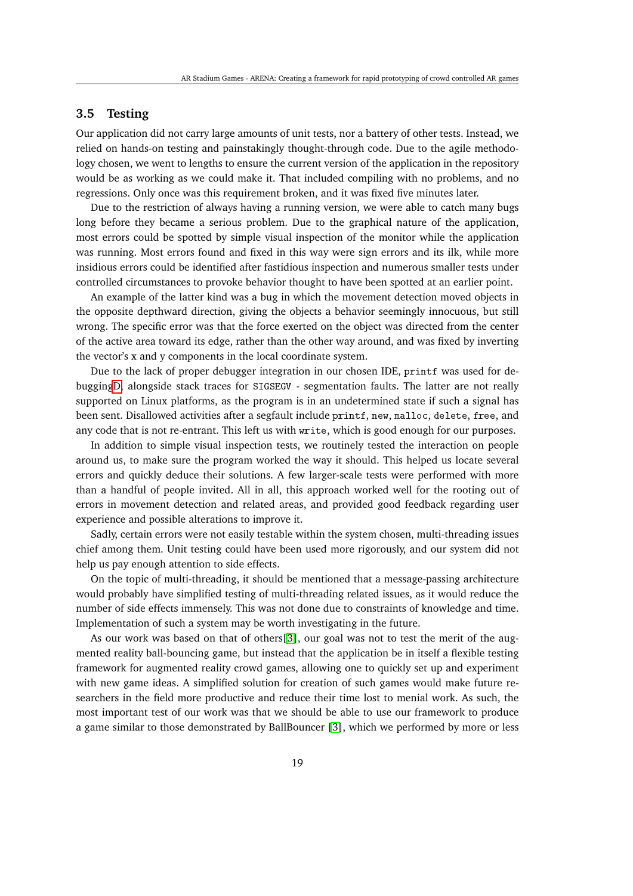## 3.5 Testing

Our application did not carry large amounts of unit tests, nor a battery of other tests. Instead, we relied on hands-on testing and painstakingly thought-through code. Due to the agile methodology chosen, we went to lengths to ensure the current version of the application in the repository would be as working as we could make it. That included compiling with no problems, and no regressions. Only once was this requirement broken, and it was fixed five minutes later.

Due to the restriction of always having a running version, we were able to catch many bugs long before they became a serious problem. Due to the graphical nature of the application, most errors could be spotted by simple visual inspection of the monitor while the application was running. Most errors found and fixed in this way were sign errors and its ilk, while more insidious errors could be identified after fastidious inspection and numerous smaller tests under controlled circumstances to provoke behavior thought to have been spotted at an earlier point.

An example of the latter kind was a bug in which the movement detection moved objects in the opposite depthward direction, giving the objects a behavior seemingly innocuous, but still wrong. The specific error was that the force exerted on the object was directed from the center of the active area toward its edge, rather than the other way around, and was fixed by inverting the vector's x and y components in the local coordinate system.

Due to the lack of proper debugger integration in our chosen IDE, `printf` was used for debugging D, alongside stack traces for `SIGSEGV` - segmentation faults. The latter are not really supported on Linux platforms, as the program is in an undetermined state if such a signal has been sent. Disallowed activities after a segfault include `printf`, `new`, `malloc`, `delete`, `free`, and any code that is not re-entrant. This left us with `write`, which is good enough for our purposes.

In addition to simple visual inspection tests, we routinely tested the interaction on people around us, to make sure the program worked the way it should. This helped us locate several errors and quickly deduce their solutions. A few larger-scale tests were performed with more than a handful of people invited. All in all, this approach worked well for the rooting out of errors in movement detection and related areas, and provided good feedback regarding user experience and possible alterations to improve it.

Sadly, certain errors were not easily testable within the system chosen, multi-threading issues chief among them. Unit testing could have been used more rigorously, and our system did not help us pay enough attention to side effects.

On the topic of multi-threading, it should be mentioned that a message-passing architecture would probably have simplified testing of multi-threading related issues, as it would reduce the number of side effects immensely. This was not done due to constraints of knowledge and time. Implementation of such a system may be worth investigating in the future.

As our work was based on that of others[3], our goal was not to test the merit of the augmented reality ball-bouncing game, but instead that the application be in itself a flexible testing framework for augmented reality crowd games, allowing one to quickly set up and experiment with new game ideas. A simplified solution for creation of such games would make future researchers in the field more productive and reduce their time lost to menial work. As such, the most important test of our work was that we should be able to use our framework to produce a game similar to those demonstrated by BallBouncer [3], which we performed by more or less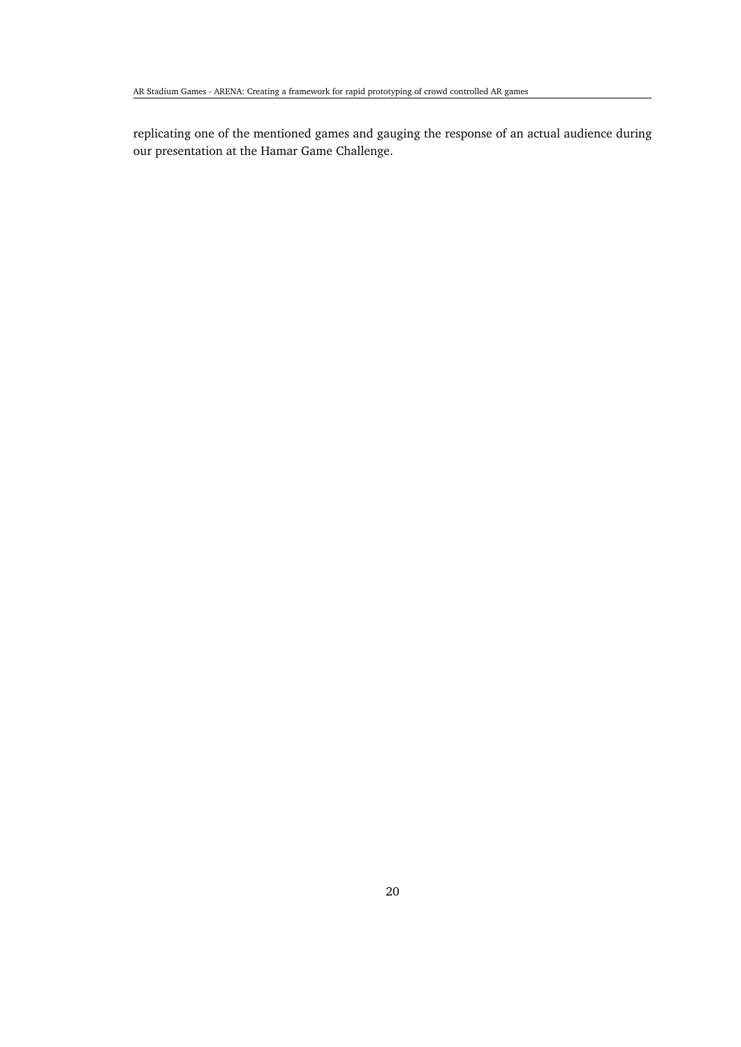replicating one of the mentioned games and gauging the response of an actual audience during our presentation at the Hamar Game Challenge.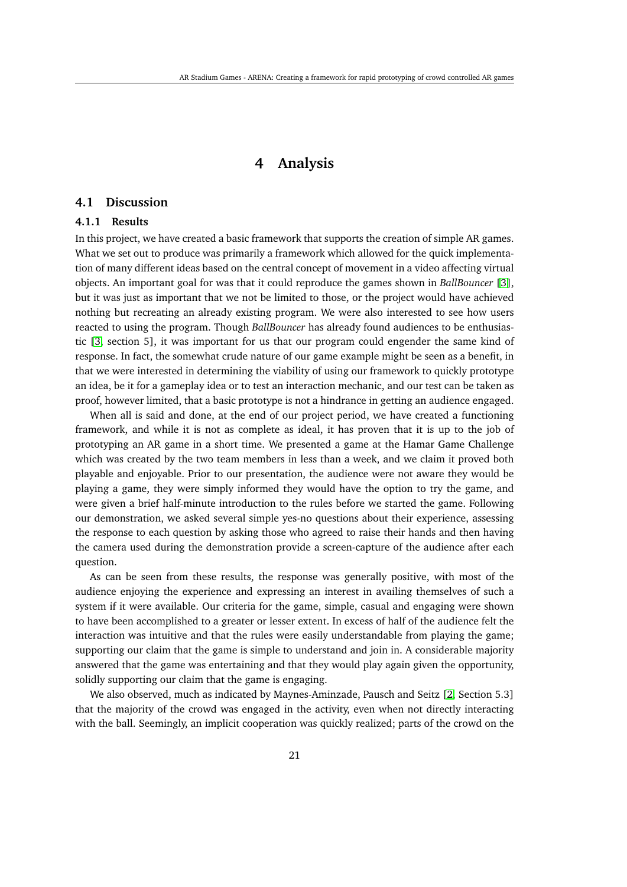# 4 Analysis

## 4.1 Discussion

### 4.1.1 Results

In this project, we have created a basic framework that supports the creation of simple AR games. What we set out to produce was primarily a framework which allowed for the quick implementation of many different ideas based on the central concept of movement in a video affecting virtual objects. An important goal for was that it could reproduce the games shown in *BallBouncer* [3], but it was just as important that we not be limited to those, or the project would have achieved nothing but recreating an already existing program. We were also interested to see how users reacted to using the program. Though *BallBouncer* has already found audiences to be enthusiastic [3, section 5], it was important for us that our program could engender the same kind of response. In fact, the somewhat crude nature of our game example might be seen as a benefit, in that we were interested in determining the viability of using our framework to quickly prototype an idea, be it for a gameplay idea or to test an interaction mechanic, and our test can be taken as proof, however limited, that a basic prototype is not a hindrance in getting an audience engaged.

When all is said and done, at the end of our project period, we have created a functioning framework, and while it is not as complete as ideal, it has proven that it is up to the job of prototyping an AR game in a short time. We presented a game at the Hamar Game Challenge which was created by the two team members in less than a week, and we claim it proved both playable and enjoyable. Prior to our presentation, the audience were not aware they would be playing a game, they were simply informed they would have the option to try the game, and were given a brief half-minute introduction to the rules before we started the game. Following our demonstration, we asked several simple yes-no questions about their experience, assessing the response to each question by asking those who agreed to raise their hands and then having the camera used during the demonstration provide a screen-capture of the audience after each question.

As can be seen from these results, the response was generally positive, with most of the audience enjoying the experience and expressing an interest in availing themselves of such a system if it were available. Our criteria for the game, simple, casual and engaging were shown to have been accomplished to a greater or lesser extent. In excess of half of the audience felt the interaction was intuitive and that the rules were easily understandable from playing the game; supporting our claim that the game is simple to understand and join in. A considerable majority answered that the game was entertaining and that they would play again given the opportunity, solidly supporting our claim that the game is engaging.

We also observed, much as indicated by Maynes-Aminzade, Pausch and Seitz [2, Section 5.3] that the majority of the crowd was engaged in the activity, even when not directly interacting with the ball. Seemingly, an implicit cooperation was quickly realized; parts of the crowd on the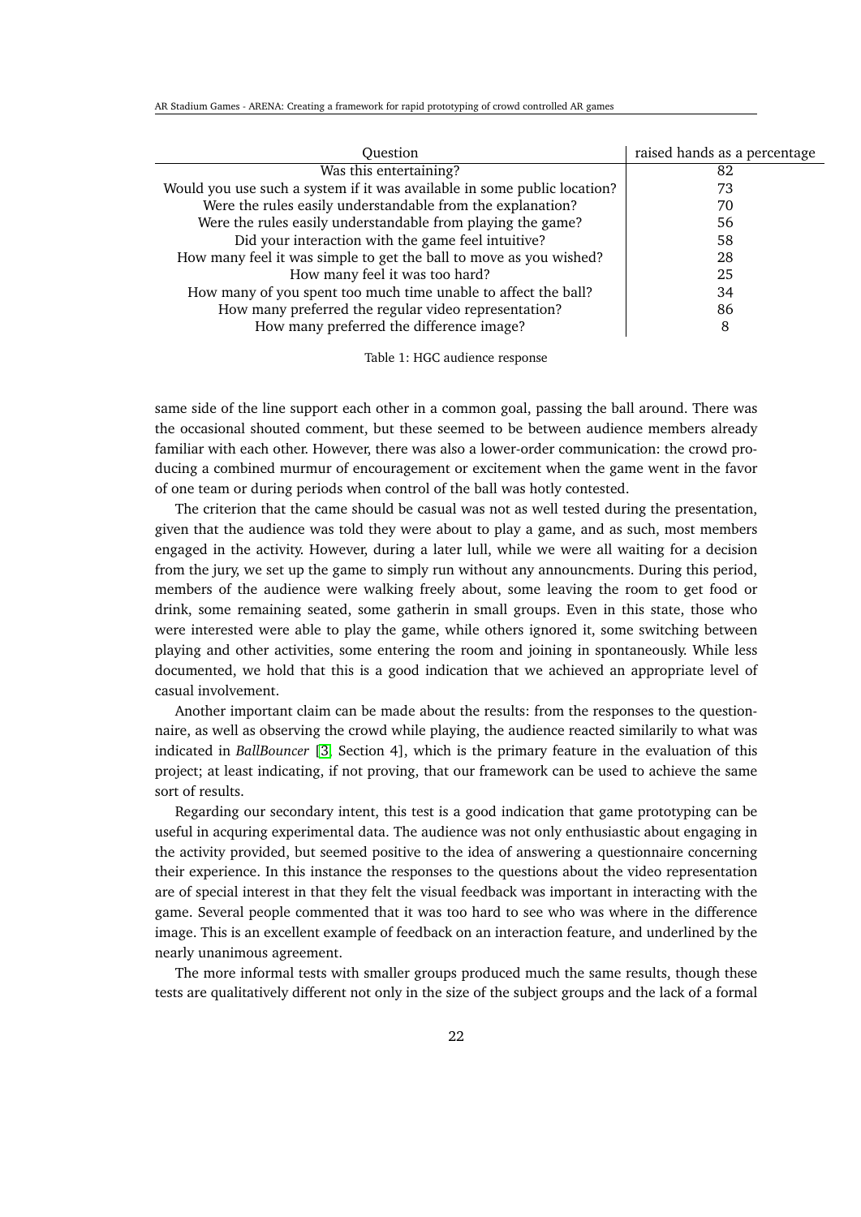| Question | raised hands as a percentage |
|---|---|
| Was this entertaining? | 82 |
| Would you use such a system if it was available in some public location? | 73 |
| Were the rules easily understandable from the explanation? | 70 |
| Were the rules easily understandable from playing the game? | 56 |
| Did your interaction with the game feel intuitive? | 58 |
| How many feel it was simple to get the ball to move as you wished? | 28 |
| How many feel it was too hard? | 25 |
| How many of you spent too much time unable to affect the ball? | 34 |
| How many preferred the regular video representation? | 86 |
| How many preferred the difference image? | 8 |

Table 1: HGC audience response

same side of the line support each other in a common goal, passing the ball around. There was the occasional shouted comment, but these seemed to be between audience members already familiar with each other. However, there was also a lower-order communication: the crowd producing a combined murmur of encouragement or excitement when the game went in the favor of one team or during periods when control of the ball was hotly contested.

The criterion that the came should be casual was not as well tested during the presentation, given that the audience was told they were about to play a game, and as such, most members engaged in the activity. However, during a later lull, while we were all waiting for a decision from the jury, we set up the game to simply run without any announcments. During this period, members of the audience were walking freely about, some leaving the room to get food or drink, some remaining seated, some gatherin in small groups. Even in this state, those who were interested were able to play the game, while others ignored it, some switching between playing and other activities, some entering the room and joining in spontaneously. While less documented, we hold that this is a good indication that we achieved an appropriate level of casual involvement.

Another important claim can be made about the results: from the responses to the questionnaire, as well as observing the crowd while playing, the audience reacted similarly to what was indicated in *BallBouncer* [3, Section 4], which is the primary feature in the evaluation of this project; at least indicating, if not proving, that our framework can be used to achieve the same sort of results.

Regarding our secondary intent, this test is a good indication that game prototyping can be useful in acquring experimental data. The audience was not only enthusiastic about engaging in the activity provided, but seemed positive to the idea of answering a questionnaire concerning their experience. In this instance the responses to the questions about the video representation are of special interest in that they felt the visual feedback was important in interacting with the game. Several people commented that it was too hard to see who was where in the difference image. This is an excellent example of feedback on an interaction feature, and underlined by the nearly unanimous agreement.

The more informal tests with smaller groups produced much the same results, though these tests are qualitatively different not only in the size of the subject groups and the lack of a formal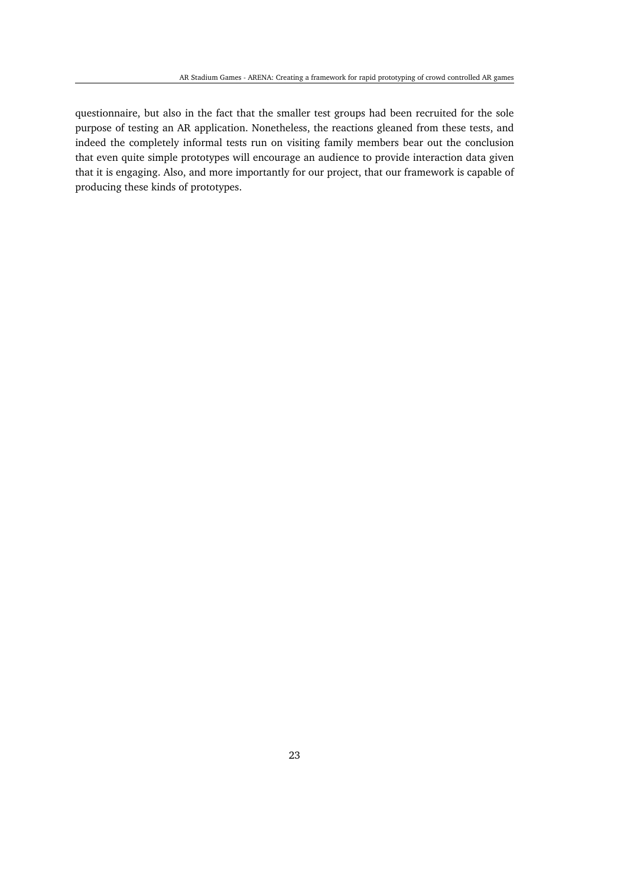questionnaire, but also in the fact that the smaller test groups had been recruited for the sole purpose of testing an AR application. Nonetheless, the reactions gleaned from these tests, and indeed the completely informal tests run on visiting family members bear out the conclusion that even quite simple prototypes will encourage an audience to provide interaction data given that it is engaging. Also, and more importantly for our project, that our framework is capable of producing these kinds of prototypes.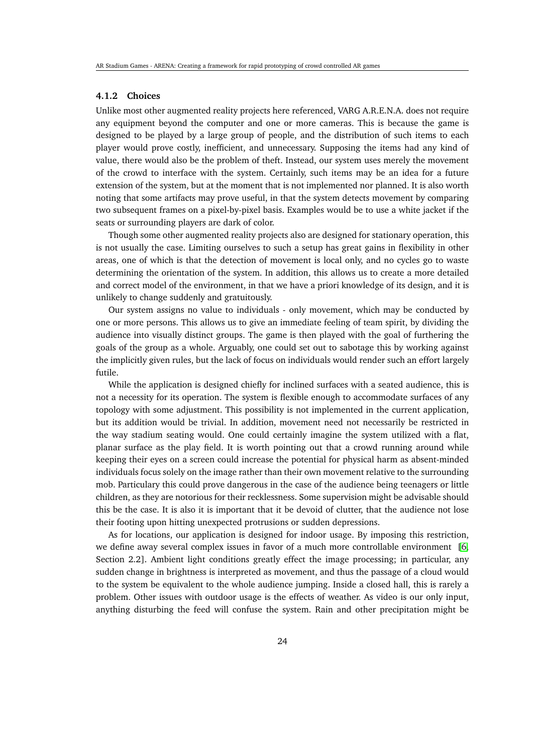### 4.1.2 Choices

Unlike most other augmented reality projects here referenced, VARG A.R.E.N.A. does not require any equipment beyond the computer and one or more cameras. This is because the game is designed to be played by a large group of people, and the distribution of such items to each player would prove costly, inefficient, and unnecessary. Supposing the items had any kind of value, there would also be the problem of theft. Instead, our system uses merely the movement of the crowd to interface with the system. Certainly, such items may be an idea for a future extension of the system, but at the moment that is not implemented nor planned. It is also worth noting that some artifacts may prove useful, in that the system detects movement by comparing two subsequent frames on a pixel-by-pixel basis. Examples would be to use a white jacket if the seats or surrounding players are dark of color.

Though some other augmented reality projects also are designed for stationary operation, this is not usually the case. Limiting ourselves to such a setup has great gains in flexibility in other areas, one of which is that the detection of movement is local only, and no cycles go to waste determining the orientation of the system. In addition, this allows us to create a more detailed and correct model of the environment, in that we have a priori knowledge of its design, and it is unlikely to change suddenly and gratuitously.

Our system assigns no value to individuals - only movement, which may be conducted by one or more persons. This allows us to give an immediate feeling of team spirit, by dividing the audience into visually distinct groups. The game is then played with the goal of furthering the goals of the group as a whole. Arguably, one could set out to sabotage this by working against the implicitly given rules, but the lack of focus on individuals would render such an effort largely futile.

While the application is designed chiefly for inclined surfaces with a seated audience, this is not a necessity for its operation. The system is flexible enough to accommodate surfaces of any topology with some adjustment. This possibility is not implemented in the current application, but its addition would be trivial. In addition, movement need not necessarily be restricted in the way stadium seating would. One could certainly imagine the system utilized with a flat, planar surface as the play field. It is worth pointing out that a crowd running around while keeping their eyes on a screen could increase the potential for physical harm as absent-minded individuals focus solely on the image rather than their own movement relative to the surrounding mob. Particulary this could prove dangerous in the case of the audience being teenagers or little children, as they are notorious for their recklessness. Some supervision might be advisable should this be the case. It is also it is important that it be devoid of clutter, that the audience not lose their footing upon hitting unexpected protrusions or sudden depressions.

As for locations, our application is designed for indoor usage. By imposing this restriction, we define away several complex issues in favor of a much more controllable environment [6, Section 2.2]. Ambient light conditions greatly effect the image processing; in particular, any sudden change in brightness is interpreted as movement, and thus the passage of a cloud would to the system be equivalent to the whole audience jumping. Inside a closed hall, this is rarely a problem. Other issues with outdoor usage is the effects of weather. As video is our only input, anything disturbing the feed will confuse the system. Rain and other precipitation might be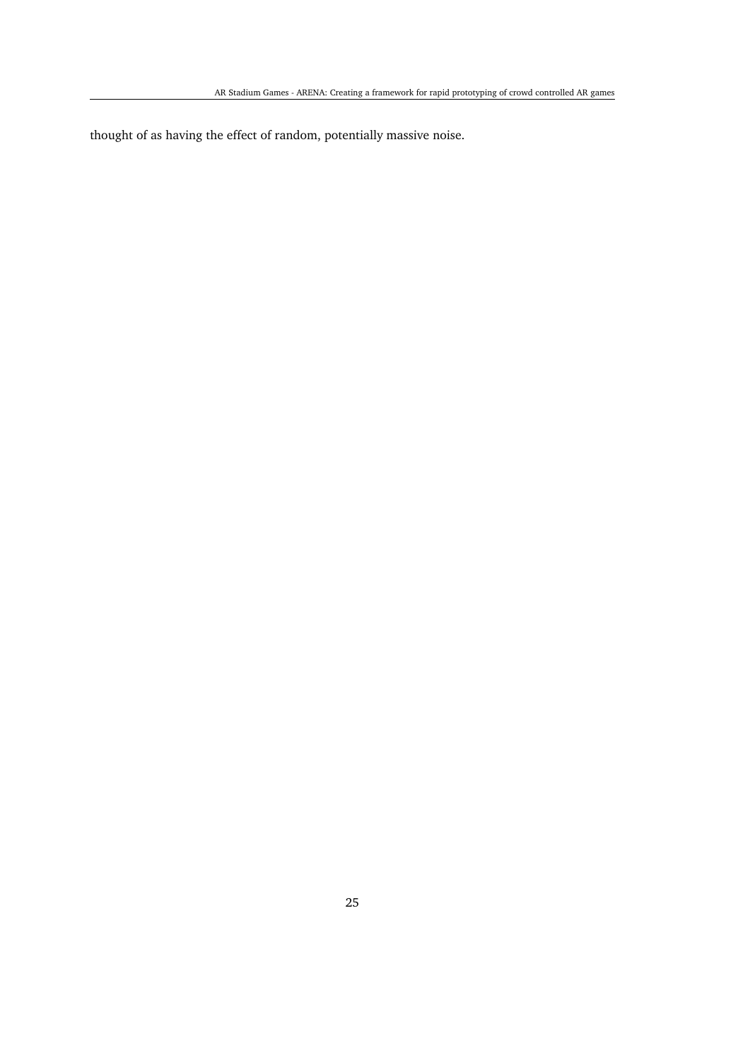thought of as having the effect of random, potentially massive noise.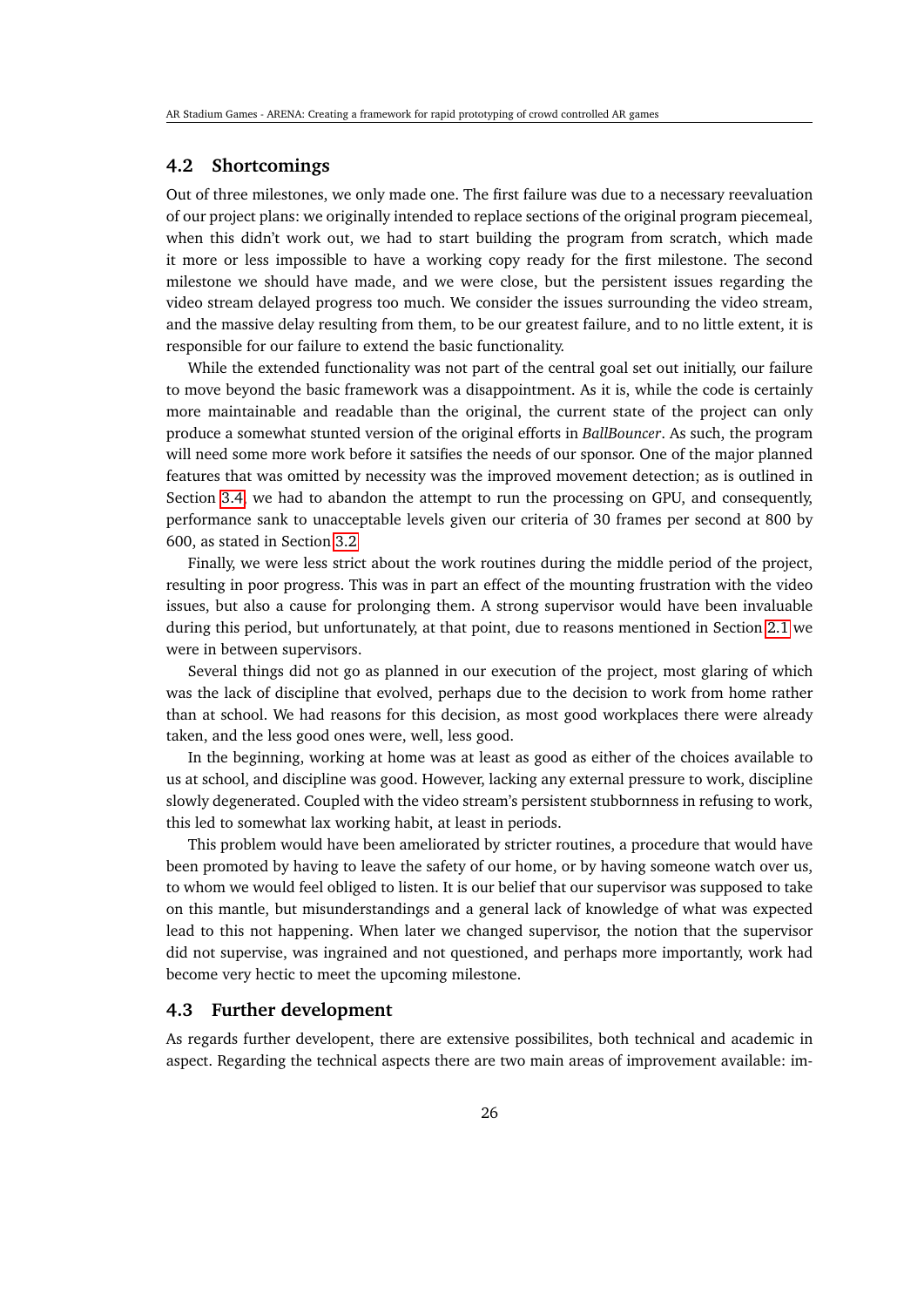## 4.2 Shortcomings

Out of three milestones, we only made one. The first failure was due to a necessary reevaluation of our project plans: we originally intended to replace sections of the original program piecemeal, when this didn't work out, we had to start building the program from scratch, which made it more or less impossible to have a working copy ready for the first milestone. The second milestone we should have made, and we were close, but the persistent issues regarding the video stream delayed progress too much. We consider the issues surrounding the video stream, and the massive delay resulting from them, to be our greatest failure, and to no little extent, it is responsible for our failure to extend the basic functionality.

While the extended functionality was not part of the central goal set out initially, our failure to move beyond the basic framework was a disappointment. As it is, while the code is certainly more maintainable and readable than the original, the current state of the project can only produce a somewhat stunted version of the original efforts in *BallBouncer*. As such, the program will need some more work before it satsifies the needs of our sponsor. One of the major planned features that was omitted by necessity was the improved movement detection; as is outlined in Section 3.4, we had to abandon the attempt to run the processing on GPU, and consequently, performance sank to unacceptable levels given our criteria of 30 frames per second at 800 by 600, as stated in Section 3.2

Finally, we were less strict about the work routines during the middle period of the project, resulting in poor progress. This was in part an effect of the mounting frustration with the video issues, but also a cause for prolonging them. A strong supervisor would have been invaluable during this period, but unfortunately, at that point, due to reasons mentioned in Section 2.1 we were in between supervisors.

Several things did not go as planned in our execution of the project, most glaring of which was the lack of discipline that evolved, perhaps due to the decision to work from home rather than at school. We had reasons for this decision, as most good workplaces there were already taken, and the less good ones were, well, less good.

In the beginning, working at home was at least as good as either of the choices available to us at school, and discipline was good. However, lacking any external pressure to work, discipline slowly degenerated. Coupled with the video stream's persistent stubbornness in refusing to work, this led to somewhat lax working habit, at least in periods.

This problem would have been ameliorated by stricter routines, a procedure that would have been promoted by having to leave the safety of our home, or by having someone watch over us, to whom we would feel obliged to listen. It is our belief that our supervisor was supposed to take on this mantle, but misunderstandings and a general lack of knowledge of what was expected lead to this not happening. When later we changed supervisor, the notion that the supervisor did not supervise, was ingrained and not questioned, and perhaps more importantly, work had become very hectic to meet the upcoming milestone.

## 4.3 Further development

As regards further developent, there are extensive possibilites, both technical and academic in aspect. Regarding the technical aspects there are two main areas of improvement available: im-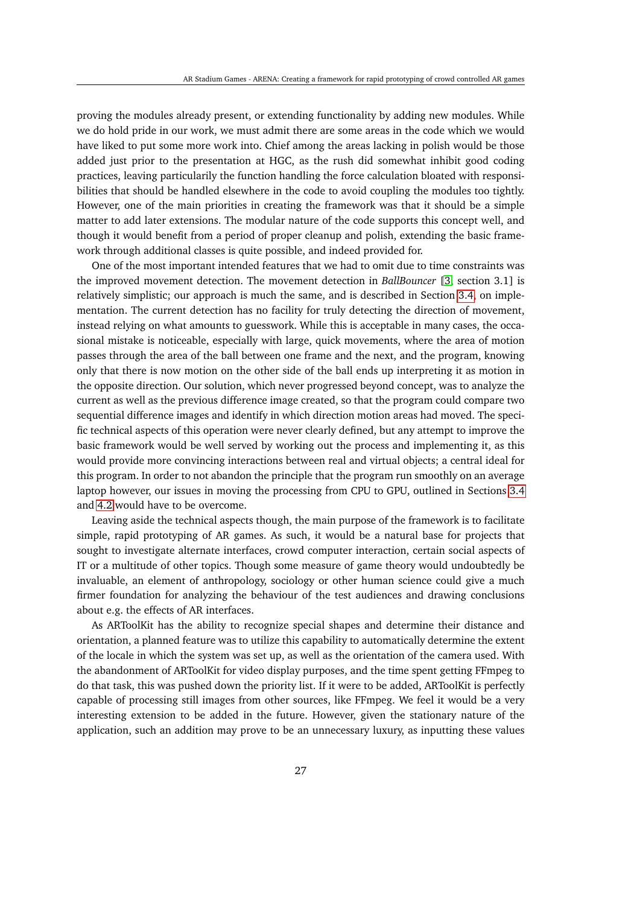proving the modules already present, or extending functionality by adding new modules. While we do hold pride in our work, we must admit there are some areas in the code which we would have liked to put some more work into. Chief among the areas lacking in polish would be those added just prior to the presentation at HGC, as the rush did somewhat inhibit good coding practices, leaving particularily the function handling the force calculation bloated with responsibilities that should be handled elsewhere in the code to avoid coupling the modules too tightly. However, one of the main priorities in creating the framework was that it should be a simple matter to add later extensions. The modular nature of the code supports this concept well, and though it would benefit from a period of proper cleanup and polish, extending the basic framework through additional classes is quite possible, and indeed provided for.

One of the most important intended features that we had to omit due to time constraints was the improved movement detection. The movement detection in *BallBouncer* [3, section 3.1] is relatively simplistic; our approach is much the same, and is described in Section 3.4, on implementation. The current detection has no facility for truly detecting the direction of movement, instead relying on what amounts to guesswork. While this is acceptable in many cases, the occasional mistake is noticeable, especially with large, quick movements, where the area of motion passes through the area of the ball between one frame and the next, and the program, knowing only that there is now motion on the other side of the ball ends up interpreting it as motion in the opposite direction. Our solution, which never progressed beyond concept, was to analyze the current as well as the previous difference image created, so that the program could compare two sequential difference images and identify in which direction motion areas had moved. The specific technical aspects of this operation were never clearly defined, but any attempt to improve the basic framework would be well served by working out the process and implementing it, as this would provide more convincing interactions between real and virtual objects; a central ideal for this program. In order to not abandon the principle that the program run smoothly on an average laptop however, our issues in moving the processing from CPU to GPU, outlined in Sections 3.4 and 4.2 would have to be overcome.

Leaving aside the technical aspects though, the main purpose of the framework is to facilitate simple, rapid prototyping of AR games. As such, it would be a natural base for projects that sought to investigate alternate interfaces, crowd computer interaction, certain social aspects of IT or a multitude of other topics. Though some measure of game theory would undoubtedly be invaluable, an element of anthropology, sociology or other human science could give a much firmer foundation for analyzing the behaviour of the test audiences and drawing conclusions about e.g. the effects of AR interfaces.

As ARToolKit has the ability to recognize special shapes and determine their distance and orientation, a planned feature was to utilize this capability to automatically determine the extent of the locale in which the system was set up, as well as the orientation of the camera used. With the abandonment of ARToolKit for video display purposes, and the time spent getting FFmpeg to do that task, this was pushed down the priority list. If it were to be added, ARToolKit is perfectly capable of processing still images from other sources, like FFmpeg. We feel it would be a very interesting extension to be added in the future. However, given the stationary nature of the application, such an addition may prove to be an unnecessary luxury, as inputting these values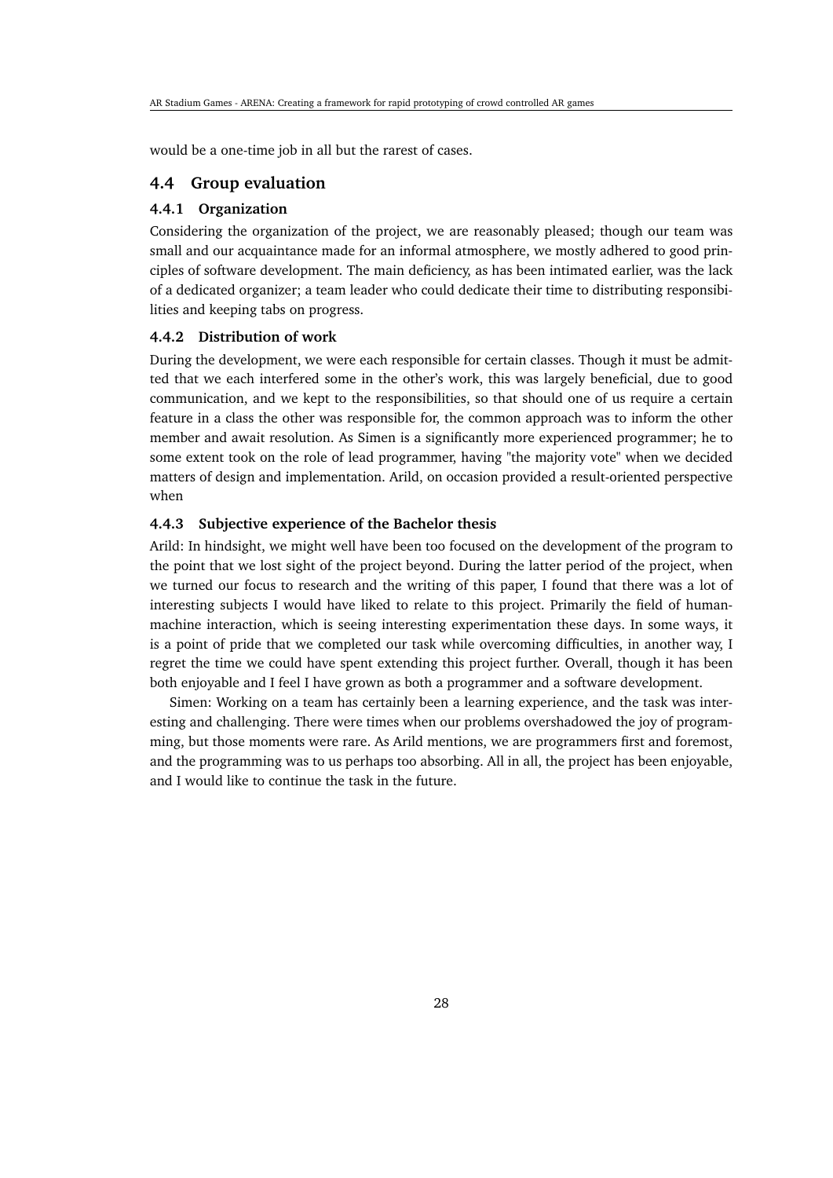would be a one-time job in all but the rarest of cases.

## 4.4 Group evaluation

### 4.4.1 Organization

Considering the organization of the project, we are reasonably pleased; though our team was small and our acquaintance made for an informal atmosphere, we mostly adhered to good principles of software development. The main deficiency, as has been intimated earlier, was the lack of a dedicated organizer; a team leader who could dedicate their time to distributing responsibilities and keeping tabs on progress.

### 4.4.2 Distribution of work

During the development, we were each responsible for certain classes. Though it must be admitted that we each interfered some in the other's work, this was largely beneficial, due to good communication, and we kept to the responsibilities, so that should one of us require a certain feature in a class the other was responsible for, the common approach was to inform the other member and await resolution. As Simen is a significantly more experienced programmer; he to some extent took on the role of lead programmer, having "the majority vote" when we decided matters of design and implementation. Arild, on occasion provided a result-oriented perspective when

### 4.4.3 Subjective experience of the Bachelor thesis

Arild: In hindsight, we might well have been too focused on the development of the program to the point that we lost sight of the project beyond. During the latter period of the project, when we turned our focus to research and the writing of this paper, I found that there was a lot of interesting subjects I would have liked to relate to this project. Primarily the field of human-machine interaction, which is seeing interesting experimentation these days. In some ways, it is a point of pride that we completed our task while overcoming difficulties, in another way, I regret the time we could have spent extending this project further. Overall, though it has been both enjoyable and I feel I have grown as both a programmer and a software development.

Simen: Working on a team has certainly been a learning experience, and the task was interesting and challenging. There were times when our problems overshadowed the joy of programming, but those moments were rare. As Arild mentions, we are programmers first and foremost, and the programming was to us perhaps too absorbing. All in all, the project has been enjoyable, and I would like to continue the task in the future.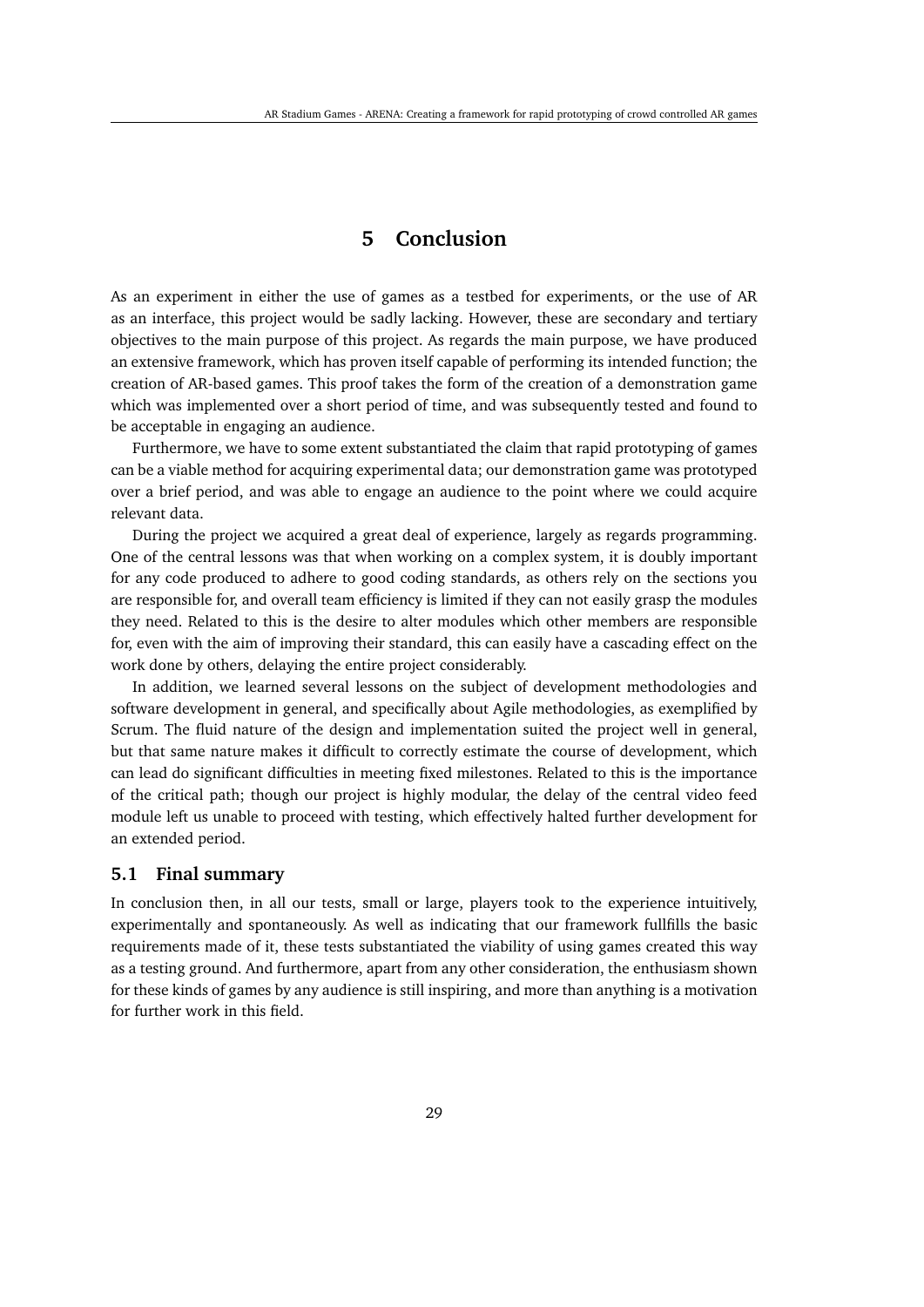# 5 Conclusion

As an experiment in either the use of games as a testbed for experiments, or the use of AR as an interface, this project would be sadly lacking. However, these are secondary and tertiary objectives to the main purpose of this project. As regards the main purpose, we have produced an extensive framework, which has proven itself capable of performing its intended function; the creation of AR-based games. This proof takes the form of the creation of a demonstration game which was implemented over a short period of time, and was subsequently tested and found to be acceptable in engaging an audience.

Furthermore, we have to some extent substantiated the claim that rapid prototyping of games can be a viable method for acquiring experimental data; our demonstration game was prototyped over a brief period, and was able to engage an audience to the point where we could acquire relevant data.

During the project we acquired a great deal of experience, largely as regards programming. One of the central lessons was that when working on a complex system, it is doubly important for any code produced to adhere to good coding standards, as others rely on the sections you are responsible for, and overall team efficiency is limited if they can not easily grasp the modules they need. Related to this is the desire to alter modules which other members are responsible for, even with the aim of improving their standard, this can easily have a cascading effect on the work done by others, delaying the entire project considerably.

In addition, we learned several lessons on the subject of development methodologies and software development in general, and specifically about Agile methodologies, as exemplified by Scrum. The fluid nature of the design and implementation suited the project well in general, but that same nature makes it difficult to correctly estimate the course of development, which can lead do significant difficulties in meeting fixed milestones. Related to this is the importance of the critical path; though our project is highly modular, the delay of the central video feed module left us unable to proceed with testing, which effectively halted further development for an extended period.

## 5.1 Final summary

In conclusion then, in all our tests, small or large, players took to the experience intuitively, experimentally and spontaneously. As well as indicating that our framework fullfills the basic requirements made of it, these tests substantiated the viability of using games created this way as a testing ground. And furthermore, apart from any other consideration, the enthusiasm shown for these kinds of games by any audience is still inspiring, and more than anything is a motivation for further work in this field.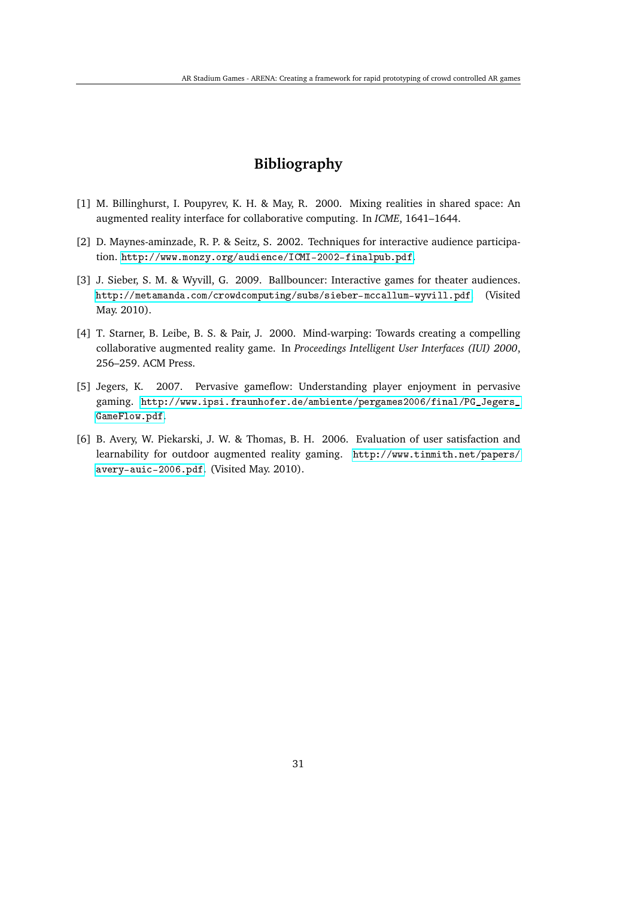# Bibliography

[1] M. Billinghurst, I. Poupyrev, K. H. & May, R. 2000. Mixing realities in shared space: An augmented reality interface for collaborative computing. In *ICME*, 1641–1644.

[2] D. Maynes-aminzade, R. P. & Seitz, S. 2002. Techniques for interactive audience participation. http://www.monzy.org/audience/ICMI-2002-finalpub.pdf.

[3] J. Sieber, S. M. & Wyvill, G. 2009. Ballbouncer: Interactive games for theater audiences. http://metamanda.com/crowdcomputing/subs/sieber-mccallum-wyvill.pdf. (Visited May. 2010).

[4] T. Starner, B. Leibe, B. S. & Pair, J. 2000. Mind-warping: Towards creating a compelling collaborative augmented reality game. In *Proceedings Intelligent User Interfaces (IUI) 2000*, 256–259. ACM Press.

[5] Jegers, K. 2007. Pervasive gameflow: Understanding player enjoyment in pervasive gaming. http://www.ipsi.fraunhofer.de/ambiente/pergames2006/final/PG_Jegers_GameFlow.pdf.

[6] B. Avery, W. Piekarski, J. W. & Thomas, B. H. 2006. Evaluation of user satisfaction and learnability for outdoor augmented reality gaming. http://www.tinmith.net/papers/avery-auic-2006.pdf. (Visited May. 2010).